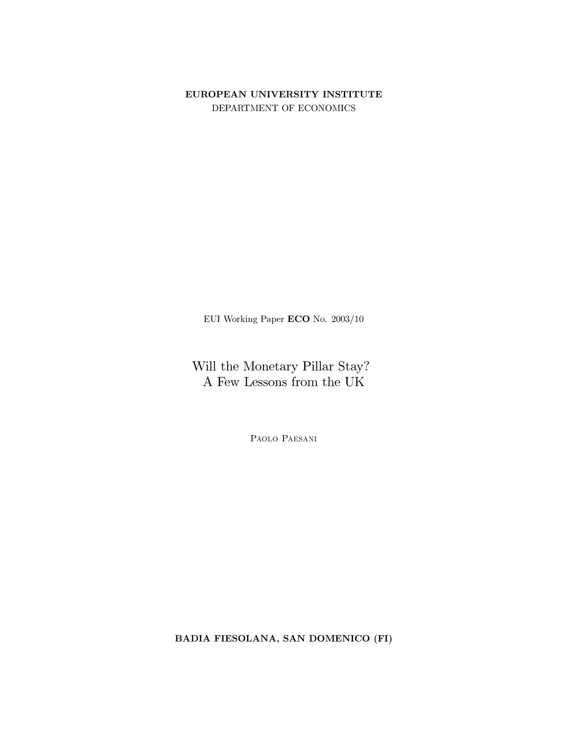**EUROPEAN UNIVERSITY INSTITUTE**
DEPARTMENT OF ECONOMICS

EUI Working Paper **ECO** No. 2003/10

# Will the Monetary Pillar Stay? A Few Lessons from the UK

Paolo Paesani

**BADIA FIESOLANA, SAN DOMENICO (FI)**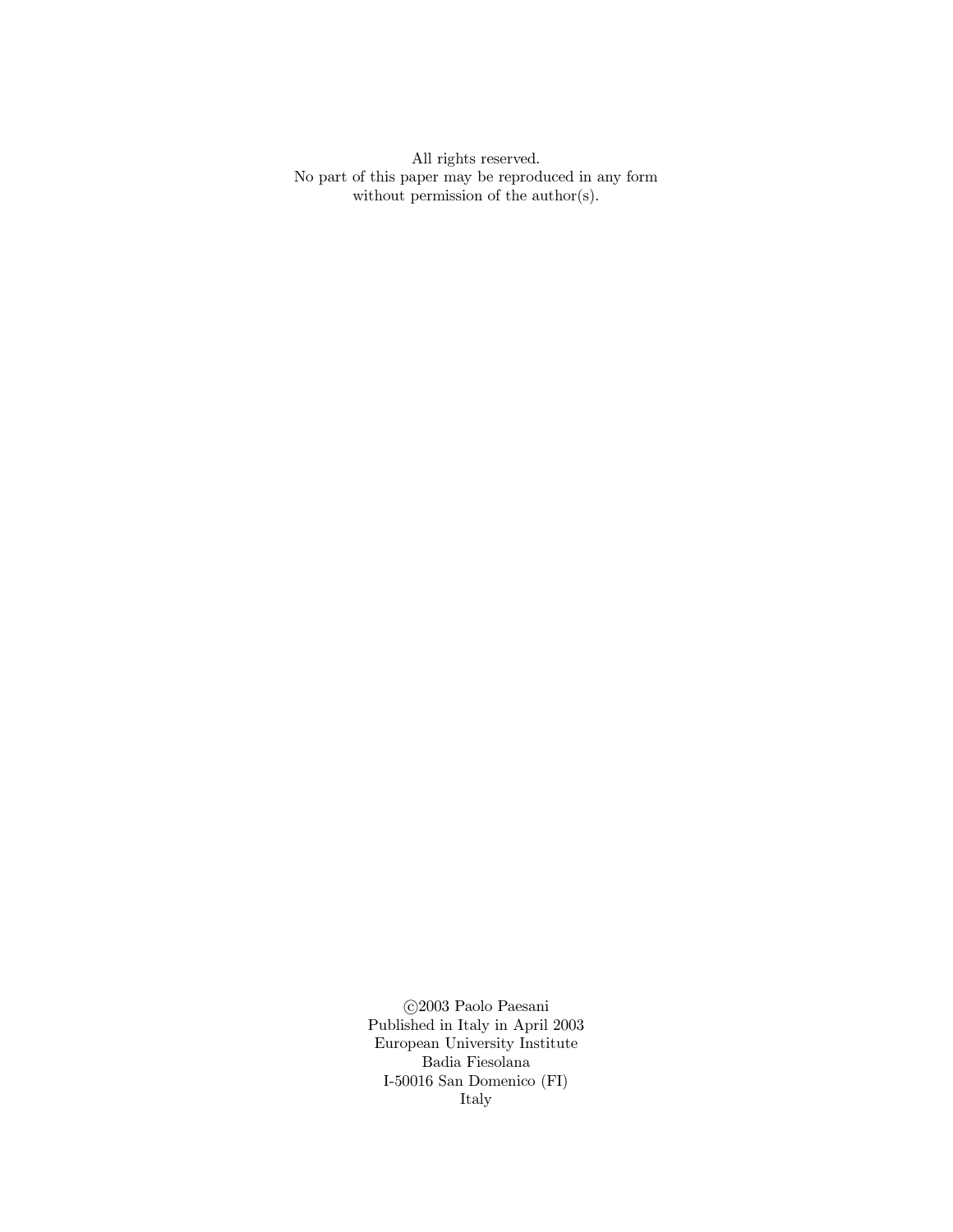All rights reserved.
No part of this paper may be reproduced in any form
without permission of the author(s).

©2003 Paolo Paesani
Published in Italy in April 2003
European University Institute
Badia Fiesolana
I-50016 San Domenico (FI)
Italy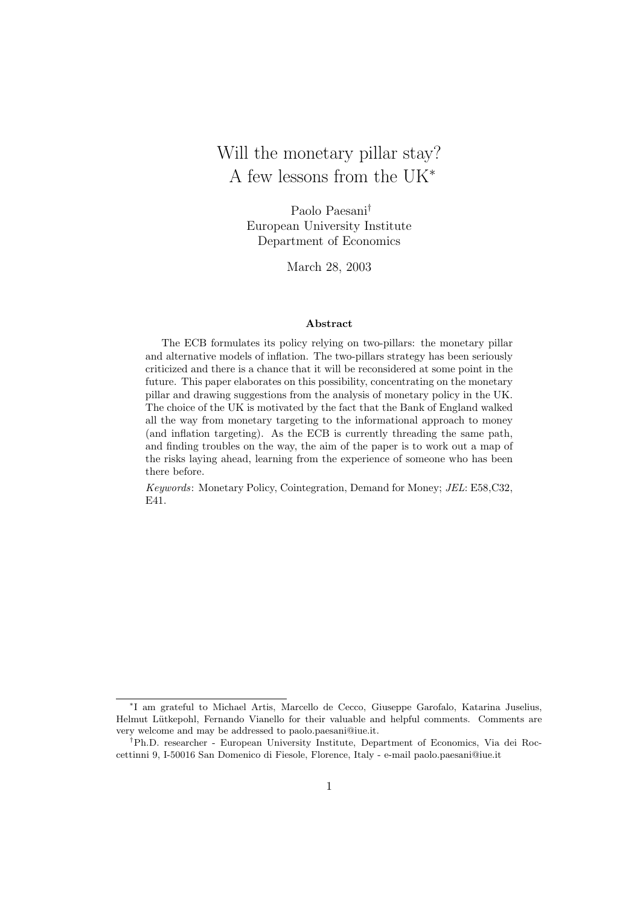# Will the monetary pillar stay? A few lessons from the UK[*]

Paolo Paesani[†]
European University Institute
Department of Economics

March 28, 2003

### Abstract

The ECB formulates its policy relying on two-pillars: the monetary pillar and alternative models of inflation. The two-pillars strategy has been seriously criticized and there is a chance that it will be reconsidered at some point in the future. This paper elaborates on this possibility, concentrating on the monetary pillar and drawing suggestions from the analysis of monetary policy in the UK. The choice of the UK is motivated by the fact that the Bank of England walked all the way from monetary targeting to the informational approach to money (and inflation targeting). As the ECB is currently threading the same path, and finding troubles on the way, the aim of the paper is to work out a map of the risks laying ahead, learning from the experience of someone who has been there before.

*Keywords*: Monetary Policy, Cointegration, Demand for Money; *JEL*: E58,C32, E41.

---

[*] I am grateful to Michael Artis, Marcello de Cecco, Giuseppe Garofalo, Katarina Juselius, Helmut Lütkepohl, Fernando Vianello for their valuable and helpful comments. Comments are very welcome and may be addressed to paolo.paesani@iue.it.

[†] Ph.D. researcher - European University Institute, Department of Economics, Via dei Roccettinni 9, I-50016 San Domenico di Fiesole, Florence, Italy - e-mail paolo.paesani@iue.it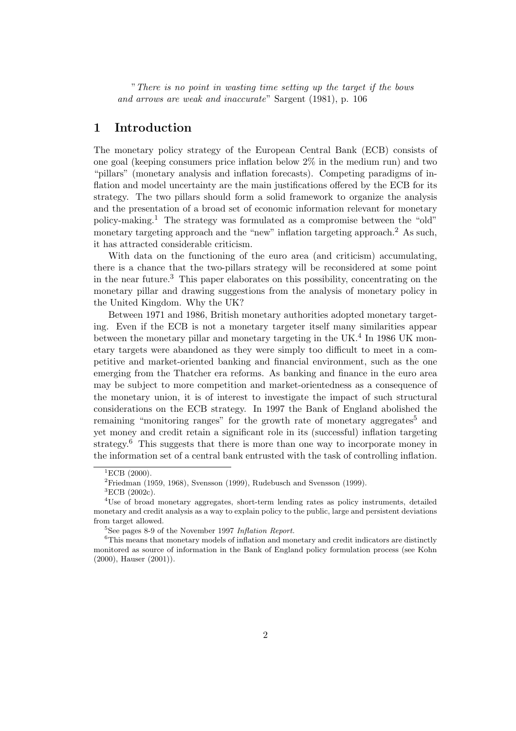*"There is no point in wasting time setting up the target if the bows and arrows are weak and inaccurate"* Sargent (1981), p. 106

# 1 Introduction

The monetary policy strategy of the European Central Bank (ECB) consists of one goal (keeping consumers price inflation below 2% in the medium run) and two "pillars" (monetary analysis and inflation forecasts). Competing paradigms of inflation and model uncertainty are the main justifications offered by the ECB for its strategy. The two pillars should form a solid framework to organize the analysis and the presentation of a broad set of economic information relevant for monetary policy-making.[1] The strategy was formulated as a compromise between the "old" monetary targeting approach and the "new" inflation targeting approach.[2] As such, it has attracted considerable criticism.

With data on the functioning of the euro area (and criticism) accumulating, there is a chance that the two-pillars strategy will be reconsidered at some point in the near future.[3] This paper elaborates on this possibility, concentrating on the monetary pillar and drawing suggestions from the analysis of monetary policy in the United Kingdom. Why the UK?

Between 1971 and 1986, British monetary authorities adopted monetary targeting. Even if the ECB is not a monetary targeter itself many similarities appear between the monetary pillar and monetary targeting in the UK.[4] In 1986 UK monetary targets were abandoned as they were simply too difficult to meet in a competitive and market-oriented banking and financial environment, such as the one emerging from the Thatcher era reforms. As banking and finance in the euro area may be subject to more competition and market-orientedness as a consequence of the monetary union, it is of interest to investigate the impact of such structural considerations on the ECB strategy. In 1997 the Bank of England abolished the remaining "monitoring ranges" for the growth rate of monetary aggregates[5] and yet money and credit retain a significant role in its (successful) inflation targeting strategy.[6] This suggests that there is more than one way to incorporate money in the information set of a central bank entrusted with the task of controlling inflation.

---

[1] ECB (2000).

[2] Friedman (1959, 1968), Svensson (1999), Rudebusch and Svensson (1999).

[3] ECB (2002c).

[4] Use of broad monetary aggregates, short-term lending rates as policy instruments, detailed monetary and credit analysis as a way to explain policy to the public, large and persistent deviations from target allowed.

[5] See pages 8-9 of the November 1997 *Inflation Report*.

[6] This means that monetary models of inflation and monetary and credit indicators are distinctly monitored as source of information in the Bank of England policy formulation process (see Kohn (2000), Hauser (2001)).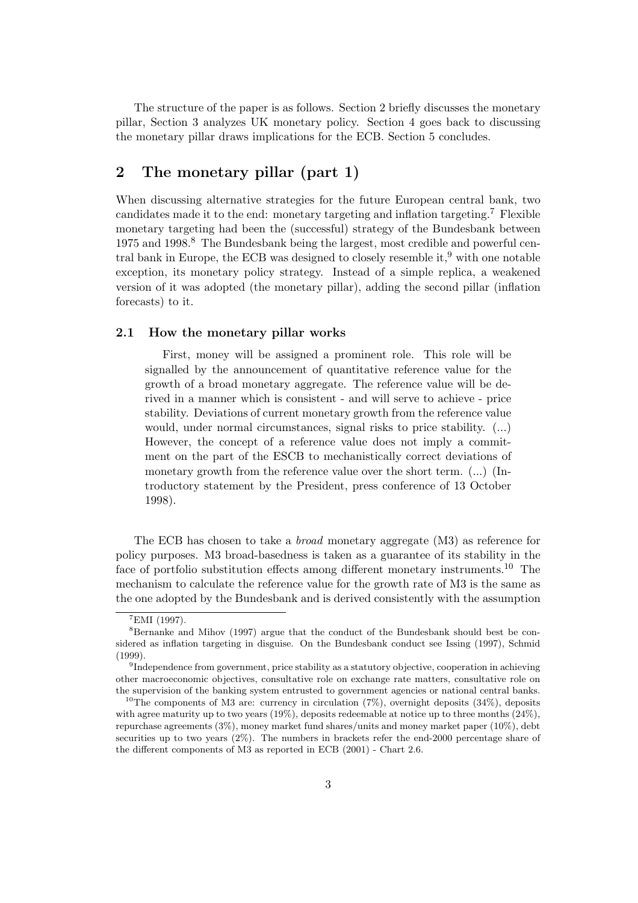The structure of the paper is as follows. Section 2 briefly discusses the monetary pillar, Section 3 analyzes UK monetary policy. Section 4 goes back to discussing the monetary pillar draws implications for the ECB. Section 5 concludes.

## 2 The monetary pillar (part 1)

When discussing alternative strategies for the future European central bank, two candidates made it to the end: monetary targeting and inflation targeting.[7] Flexible monetary targeting had been the (successful) strategy of the Bundesbank between 1975 and 1998.[8] The Bundesbank being the largest, most credible and powerful central bank in Europe, the ECB was designed to closely resemble it,[9] with one notable exception, its monetary policy strategy. Instead of a simple replica, a weakened version of it was adopted (the monetary pillar), adding the second pillar (inflation forecasts) to it.

### 2.1 How the monetary pillar works

> First, money will be assigned a prominent role. This role will be signalled by the announcement of quantitative reference value for the growth of a broad monetary aggregate. The reference value will be derived in a manner which is consistent - and will serve to achieve - price stability. Deviations of current monetary growth from the reference value would, under normal circumstances, signal risks to price stability. (...) However, the concept of a reference value does not imply a commitment on the part of the ESCB to mechanistically correct deviations of monetary growth from the reference value over the short term. (...) (Introductory statement by the President, press conference of 13 October 1998).

The ECB has chosen to take a *broad* monetary aggregate (M3) as reference for policy purposes. M3 broad-basedness is taken as a guarantee of its stability in the face of portfolio substitution effects among different monetary instruments.[10] The mechanism to calculate the reference value for the growth rate of M3 is the same as the one adopted by the Bundesbank and is derived consistently with the assumption

---

[7] EMI (1997).

[8] Bernanke and Mihov (1997) argue that the conduct of the Bundesbank should best be considered as inflation targeting in disguise. On the Bundesbank conduct see Issing (1997), Schmid (1999).

[9] Independence from government, price stability as a statutory objective, cooperation in achieving other macroeconomic objectives, consultative role on exchange rate matters, consultative role on the supervision of the banking system entrusted to government agencies or national central banks.

[10] The components of M3 are: currency in circulation (7%), overnight deposits (34%), deposits with agree maturity up to two years (19%), deposits redeemable at notice up to three months (24%), repurchase agreements (3%), money market fund shares/units and money market paper (10%), debt securities up to two years (2%). The numbers in brackets refer the end-2000 percentage share of the different components of M3 as reported in ECB (2001) - Chart 2.6.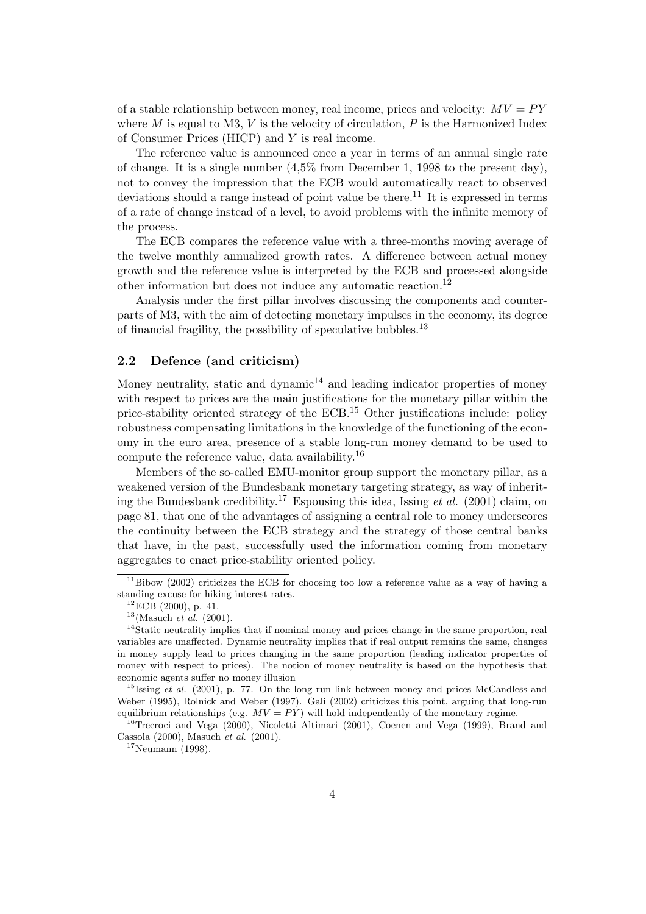of a stable relationship between money, real income, prices and velocity: $MV = PY$ where $M$ is equal to M3, $V$ is the velocity of circulation, $P$ is the Harmonized Index of Consumer Prices (HICP) and $Y$ is real income.

The reference value is announced once a year in terms of an annual single rate of change. It is a single number (4,5% from December 1, 1998 to the present day), not to convey the impression that the ECB would automatically react to observed deviations should a range instead of point value be there.[11] It is expressed in terms of a rate of change instead of a level, to avoid problems with the infinite memory of the process.

The ECB compares the reference value with a three-months moving average of the twelve monthly annualized growth rates. A difference between actual money growth and the reference value is interpreted by the ECB and processed alongside other information but does not induce any automatic reaction.[12]

Analysis under the first pillar involves discussing the components and counterparts of M3, with the aim of detecting monetary impulses in the economy, its degree of financial fragility, the possibility of speculative bubbles.[13]

### 2.2 Defence (and criticism)

Money neutrality, static and dynamic[14] and leading indicator properties of money with respect to prices are the main justifications for the monetary pillar within the price-stability oriented strategy of the ECB.[15] Other justifications include: policy robustness compensating limitations in the knowledge of the functioning of the economy in the euro area, presence of a stable long-run money demand to be used to compute the reference value, data availability.[16]

Members of the so-called EMU-monitor group support the monetary pillar, as a weakened version of the Bundesbank monetary targeting strategy, as way of inheriting the Bundesbank credibility.[17] Espousing this idea, Issing *et al.* (2001) claim, on page 81, that one of the advantages of assigning a central role to money underscores the continuity between the ECB strategy and the strategy of those central banks that have, in the past, successfully used the information coming from monetary aggregates to enact price-stability oriented policy.

---

[11] Bibow (2002) criticizes the ECB for choosing too low a reference value as a way of having a standing excuse for hiking interest rates.

[12] ECB (2000), p. 41.

[13] (Masuch *et al.* (2001).

[14] Static neutrality implies that if nominal money and prices change in the same proportion, real variables are unaffected. Dynamic neutrality implies that if real output remains the same, changes in money supply lead to prices changing in the same proportion (leading indicator properties of money with respect to prices). The notion of money neutrality is based on the hypothesis that economic agents suffer no money illusion

[15] Issing *et al.* (2001), p. 77. On the long run link between money and prices McCandless and Weber (1995), Rolnick and Weber (1997). Gali (2002) criticizes this point, arguing that long-run equilibrium relationships (e.g. $MV = PY$) will hold independently of the monetary regime.

[16] Trecroci and Vega (2000), Nicoletti Altimari (2001), Coenen and Vega (1999), Brand and Cassola (2000), Masuch *et al.* (2001).

[17] Neumann (1998).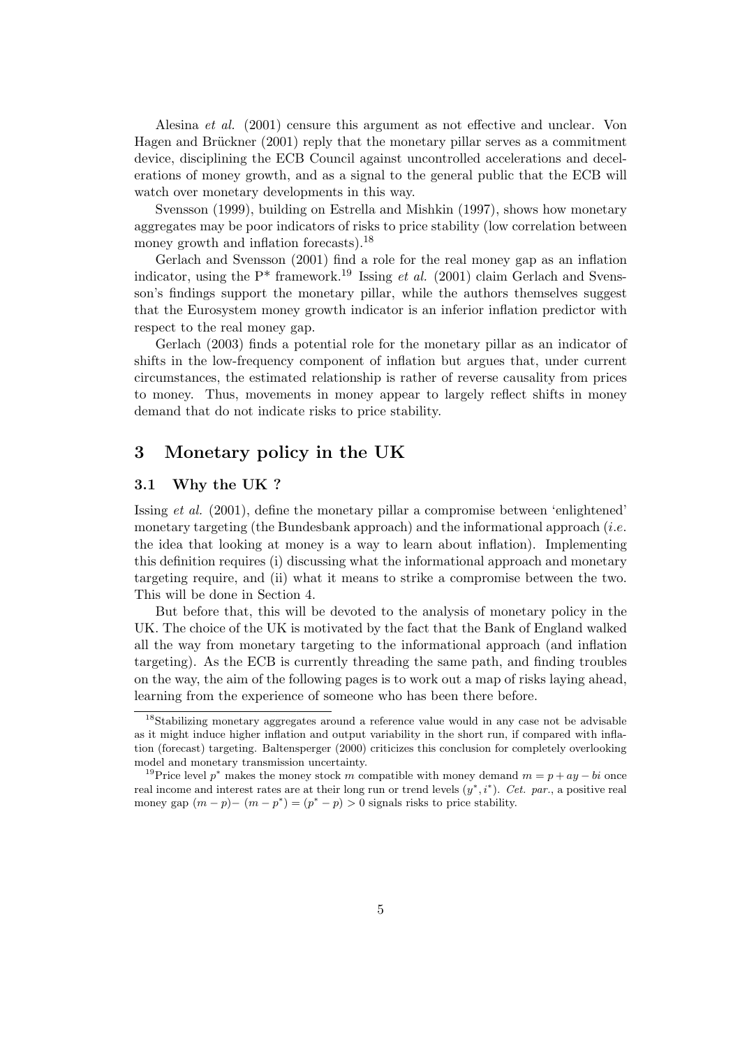Alesina *et al.* (2001) censure this argument as not effective and unclear. Von Hagen and Brückner (2001) reply that the monetary pillar serves as a commitment device, disciplining the ECB Council against uncontrolled accelerations and decelerations of money growth, and as a signal to the general public that the ECB will watch over monetary developments in this way.

Svensson (1999), building on Estrella and Mishkin (1997), shows how monetary aggregates may be poor indicators of risks to price stability (low correlation between money growth and inflation forecasts).[18]

Gerlach and Svensson (2001) find a role for the real money gap as an inflation indicator, using the P* framework.[19] Issing *et al.* (2001) claim Gerlach and Svensson's findings support the monetary pillar, while the authors themselves suggest that the Eurosystem money growth indicator is an inferior inflation predictor with respect to the real money gap.

Gerlach (2003) finds a potential role for the monetary pillar as an indicator of shifts in the low-frequency component of inflation but argues that, under current circumstances, the estimated relationship is rather of reverse causality from prices to money. Thus, movements in money appear to largely reflect shifts in money demand that do not indicate risks to price stability.

## 3 Monetary policy in the UK

### 3.1 Why the UK ?

Issing *et al.* (2001), define the monetary pillar a compromise between 'enlightened' monetary targeting (the Bundesbank approach) and the informational approach (*i.e.* the idea that looking at money is a way to learn about inflation). Implementing this definition requires (i) discussing what the informational approach and monetary targeting require, and (ii) what it means to strike a compromise between the two. This will be done in Section 4.

But before that, this will be devoted to the analysis of monetary policy in the UK. The choice of the UK is motivated by the fact that the Bank of England walked all the way from monetary targeting to the informational approach (and inflation targeting). As the ECB is currently threading the same path, and finding troubles on the way, the aim of the following pages is to work out a map of risks laying ahead, learning from the experience of someone who has been there before.

---

[18] Stabilizing monetary aggregates around a reference value would in any case not be advisable as it might induce higher inflation and output variability in the short run, if compared with inflation (forecast) targeting. Baltensperger (2000) criticizes this conclusion for completely overlooking model and monetary transmission uncertainty.

[19] Price level $p^*$ makes the money stock $m$ compatible with money demand $m = p + ay - bi$ once real income and interest rates are at their long run or trend levels $(y^*, i^*)$. *Cet. par.*, a positive real money gap $(m - p) - (m - p^*) = (p^* - p) > 0$ signals risks to price stability.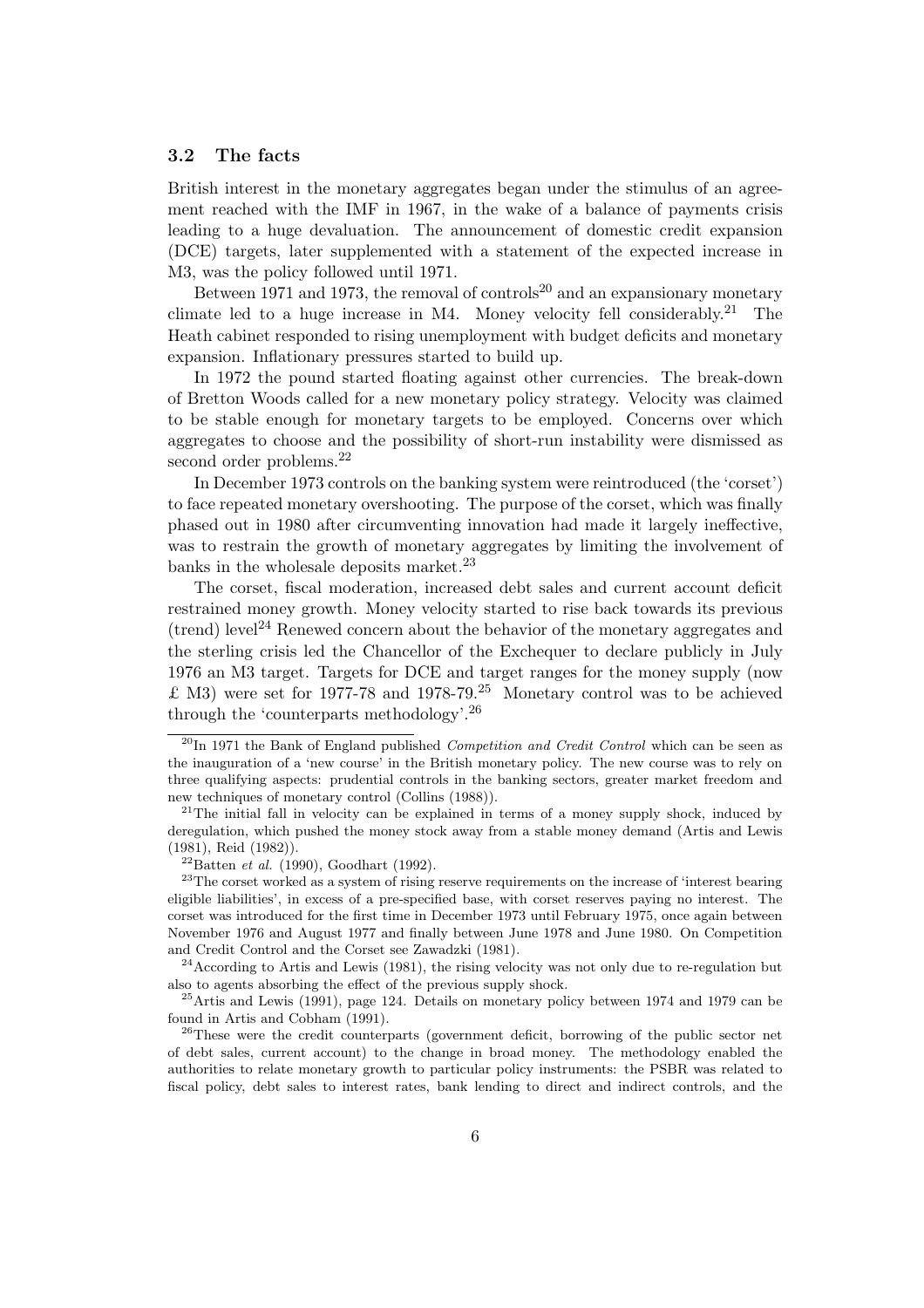### 3.2 The facts

British interest in the monetary aggregates began under the stimulus of an agreement reached with the IMF in 1967, in the wake of a balance of payments crisis leading to a huge devaluation. The announcement of domestic credit expansion (DCE) targets, later supplemented with a statement of the expected increase in M3, was the policy followed until 1971.

Between 1971 and 1973, the removal of controls[20] and an expansionary monetary climate led to a huge increase in M4. Money velocity fell considerably.[21] The Heath cabinet responded to rising unemployment with budget deficits and monetary expansion. Inflationary pressures started to build up.

In 1972 the pound started floating against other currencies. The break-down of Bretton Woods called for a new monetary policy strategy. Velocity was claimed to be stable enough for monetary targets to be employed. Concerns over which aggregates to choose and the possibility of short-run instability were dismissed as second order problems.[22]

In December 1973 controls on the banking system were reintroduced (the 'corset') to face repeated monetary overshooting. The purpose of the corset, which was finally phased out in 1980 after circumventing innovation had made it largely ineffective, was to restrain the growth of monetary aggregates by limiting the involvement of banks in the wholesale deposits market.[23]

The corset, fiscal moderation, increased debt sales and current account deficit restrained money growth. Money velocity started to rise back towards its previous (trend) level[24] Renewed concern about the behavior of the monetary aggregates and the sterling crisis led the Chancellor of the Exchequer to declare publicly in July 1976 an M3 target. Targets for DCE and target ranges for the money supply (now £ M3) were set for 1977-78 and 1978-79.[25] Monetary control was to be achieved through the 'counterparts methodology'.[26]

---

[20] In 1971 the Bank of England published *Competition and Credit Control* which can be seen as the inauguration of a 'new course' in the British monetary policy. The new course was to rely on three qualifying aspects: prudential controls in the banking sectors, greater market freedom and new techniques of monetary control (Collins (1988)).

[21] The initial fall in velocity can be explained in terms of a money supply shock, induced by deregulation, which pushed the money stock away from a stable money demand (Artis and Lewis (1981), Reid (1982)).

[22] Batten *et al.* (1990), Goodhart (1992).

[23] The corset worked as a system of rising reserve requirements on the increase of 'interest bearing eligible liabilities', in excess of a pre-specified base, with corset reserves paying no interest. The corset was introduced for the first time in December 1973 until February 1975, once again between November 1976 and August 1977 and finally between June 1978 and June 1980. On Competition and Credit Control and the Corset see Zawadzki (1981).

[24] According to Artis and Lewis (1981), the rising velocity was not only due to re-regulation but also to agents absorbing the effect of the previous supply shock.

[25] Artis and Lewis (1991), page 124. Details on monetary policy between 1974 and 1979 can be found in Artis and Cobham (1991).

[26] These were the credit counterparts (government deficit, borrowing of the public sector net of debt sales, current account) to the change in broad money. The methodology enabled the authorities to relate monetary growth to particular policy instruments: the PSBR was related to fiscal policy, debt sales to interest rates, bank lending to direct and indirect controls, and the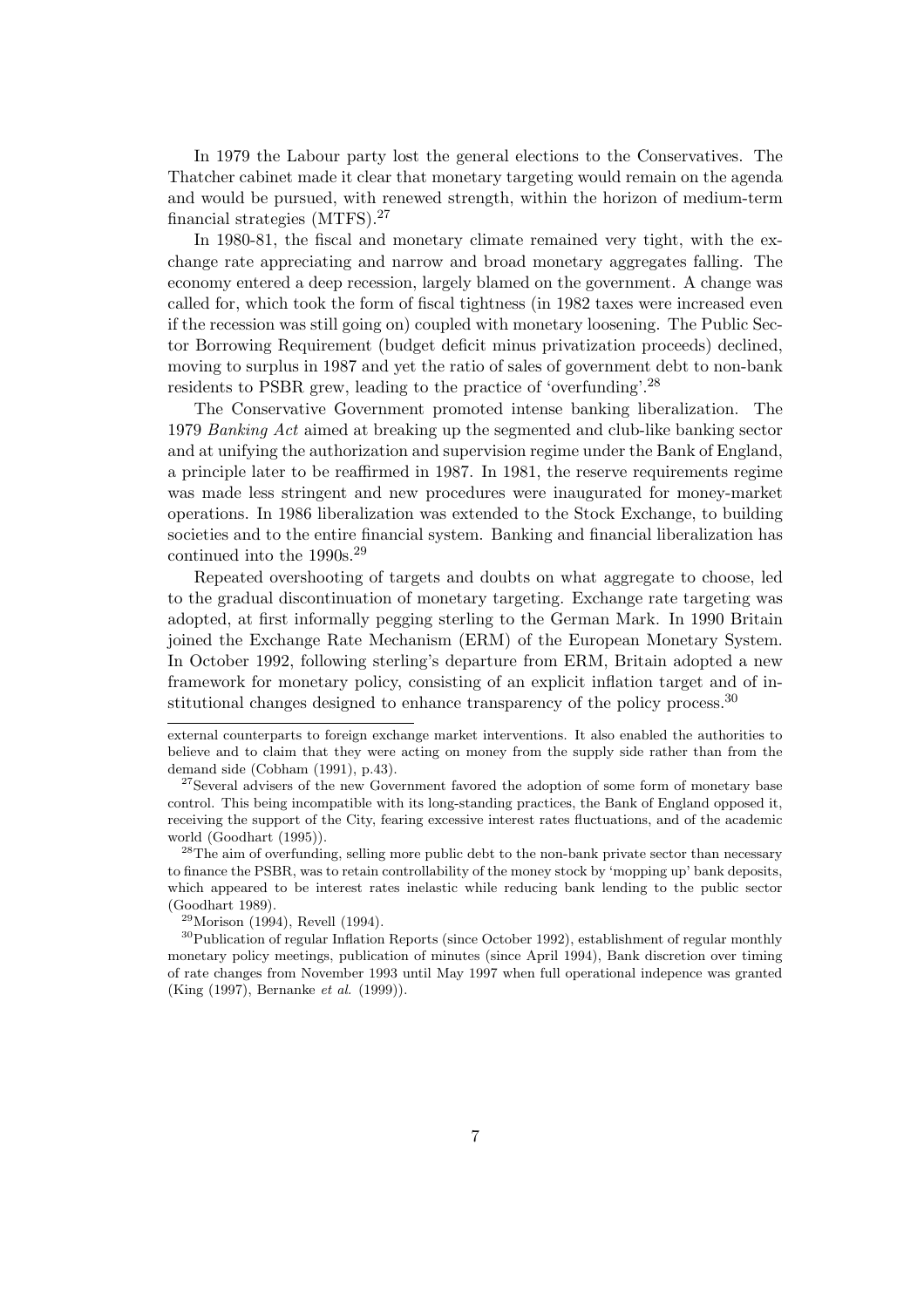In 1979 the Labour party lost the general elections to the Conservatives. The Thatcher cabinet made it clear that monetary targeting would remain on the agenda and would be pursued, with renewed strength, within the horizon of medium-term financial strategies (MTFS).[27]

In 1980-81, the fiscal and monetary climate remained very tight, with the exchange rate appreciating and narrow and broad monetary aggregates falling. The economy entered a deep recession, largely blamed on the government. A change was called for, which took the form of fiscal tightness (in 1982 taxes were increased even if the recession was still going on) coupled with monetary loosening. The Public Sector Borrowing Requirement (budget deficit minus privatization proceeds) declined, moving to surplus in 1987 and yet the ratio of sales of government debt to non-bank residents to PSBR grew, leading to the practice of 'overfunding'.[28]

The Conservative Government promoted intense banking liberalization. The 1979 *Banking Act* aimed at breaking up the segmented and club-like banking sector and at unifying the authorization and supervision regime under the Bank of England, a principle later to be reaffirmed in 1987. In 1981, the reserve requirements regime was made less stringent and new procedures were inaugurated for money-market operations. In 1986 liberalization was extended to the Stock Exchange, to building societies and to the entire financial system. Banking and financial liberalization has continued into the 1990s.[29]

Repeated overshooting of targets and doubts on what aggregate to choose, led to the gradual discontinuation of monetary targeting. Exchange rate targeting was adopted, at first informally pegging sterling to the German Mark. In 1990 Britain joined the Exchange Rate Mechanism (ERM) of the European Monetary System. In October 1992, following sterling's departure from ERM, Britain adopted a new framework for monetary policy, consisting of an explicit inflation target and of institutional changes designed to enhance transparency of the policy process.[30]

---

external counterparts to foreign exchange market interventions. It also enabled the authorities to believe and to claim that they were acting on money from the supply side rather than from the demand side (Cobham (1991), p.43).

[27] Several advisers of the new Government favored the adoption of some form of monetary base control. This being incompatible with its long-standing practices, the Bank of England opposed it, receiving the support of the City, fearing excessive interest rates fluctuations, and of the academic world (Goodhart (1995)).

[28] The aim of overfunding, selling more public debt to the non-bank private sector than necessary to finance the PSBR, was to retain controllability of the money stock by 'mopping up' bank deposits, which appeared to be interest rates inelastic while reducing bank lending to the public sector (Goodhart 1989).

[29] Morison (1994), Revell (1994).

[30] Publication of regular Inflation Reports (since October 1992), establishment of regular monthly monetary policy meetings, publication of minutes (since April 1994), Bank discretion over timing of rate changes from November 1993 until May 1997 when full operational indepence was granted (King (1997), Bernanke *et al.* (1999)).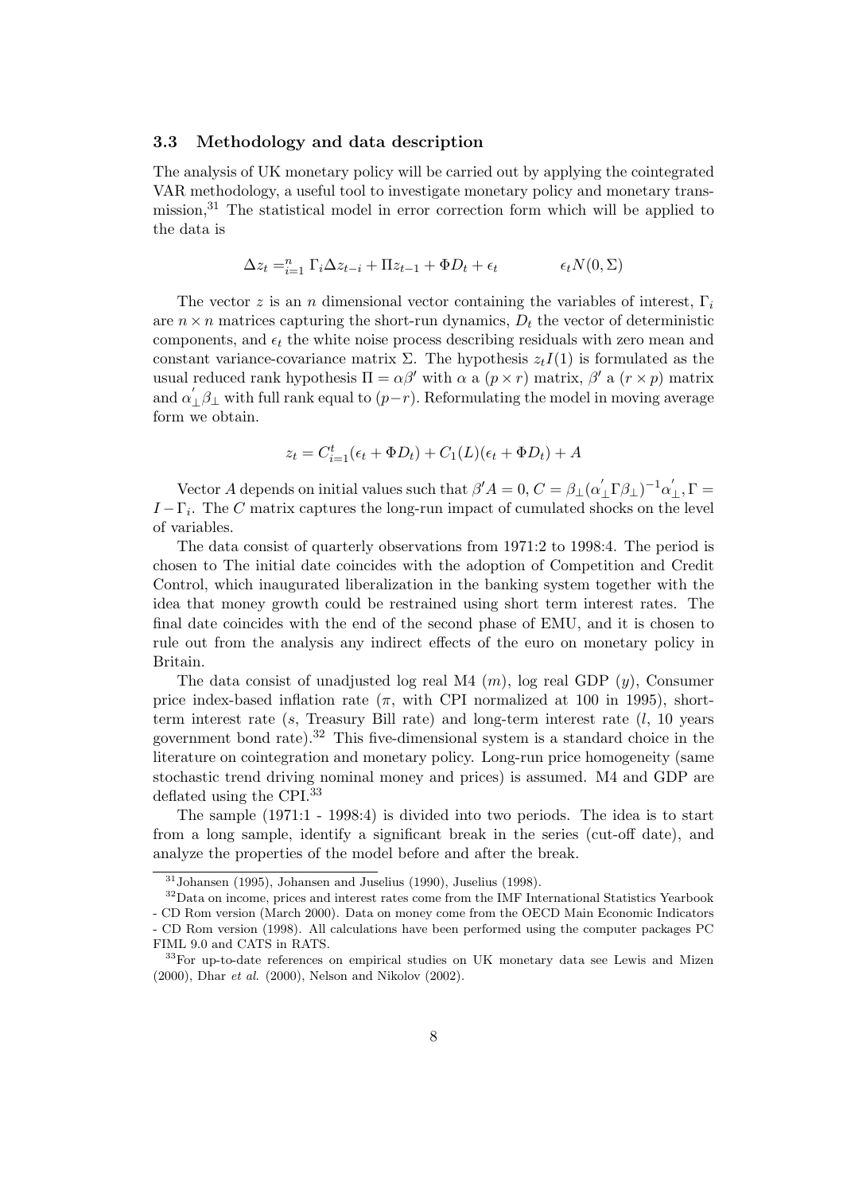### 3.3 Methodology and data description

The analysis of UK monetary policy will be carried out by applying the cointegrated VAR methodology, a useful tool to investigate monetary policy and monetary transmission,[31] The statistical model in error correction form which will be applied to the data is

$$\Delta z_t =_{i=1}^{n} \Gamma_i \Delta z_{t-i} + \Pi z_{t-1} + \Phi D_t + \epsilon_t \qquad\qquad \epsilon_t N(0, \Sigma)$$

The vector $z$ is an $n$ dimensional vector containing the variables of interest, $\Gamma_i$ are $n \times n$ matrices capturing the short-run dynamics, $D_t$ the vector of deterministic components, and $\epsilon_t$ the white noise process describing residuals with zero mean and constant variance-covariance matrix $\Sigma$. The hypothesis $z_t I(1)$ is formulated as the usual reduced rank hypothesis $\Pi = \alpha\beta'$ with $\alpha$ a $(p \times r)$ matrix, $\beta'$ a $(r \times p)$ matrix and $\alpha_{\perp}^{'}\beta_{\perp}$ with full rank equal to $(p-r)$. Reformulating the model in moving average form we obtain.

$$z_t = C_{i=1}^{t}(\epsilon_t + \Phi D_t) + C_1(L)(\epsilon_t + \Phi D_t) + A$$

Vector $A$ depends on initial values such that $\beta' A = 0$, $C = \beta_{\perp}(\alpha_{\perp}^{'}\Gamma\beta_{\perp})^{-1}\alpha_{\perp}^{'}, \Gamma = I - \Gamma_i$. The $C$ matrix captures the long-run impact of cumulated shocks on the level of variables.

The data consist of quarterly observations from 1971:2 to 1998:4. The period is chosen to The initial date coincides with the adoption of Competition and Credit Control, which inaugurated liberalization in the banking system together with the idea that money growth could be restrained using short term interest rates. The final date coincides with the end of the second phase of EMU, and it is chosen to rule out from the analysis any indirect effects of the euro on monetary policy in Britain.

The data consist of unadjusted log real M4 ($m$), log real GDP ($y$), Consumer price index-based inflation rate ($\pi$, with CPI normalized at 100 in 1995), short-term interest rate ($s$, Treasury Bill rate) and long-term interest rate ($l$, 10 years government bond rate).[32] This five-dimensional system is a standard choice in the literature on cointegration and monetary policy. Long-run price homogeneity (same stochastic trend driving nominal money and prices) is assumed. M4 and GDP are deflated using the CPI.[33]

The sample (1971:1 - 1998:4) is divided into two periods. The idea is to start from a long sample, identify a significant break in the series (cut-off date), and analyze the properties of the model before and after the break.

[31] Johansen (1995), Johansen and Juselius (1990), Juselius (1998).

[32] Data on income, prices and interest rates come from the IMF International Statistics Yearbook - CD Rom version (March 2000). Data on money come from the OECD Main Economic Indicators - CD Rom version (1998). All calculations have been performed using the computer packages PC FIML 9.0 and CATS in RATS.

[33] For up-to-date references on empirical studies on UK monetary data see Lewis and Mizen (2000), Dhar *et al.* (2000), Nelson and Nikolov (2002).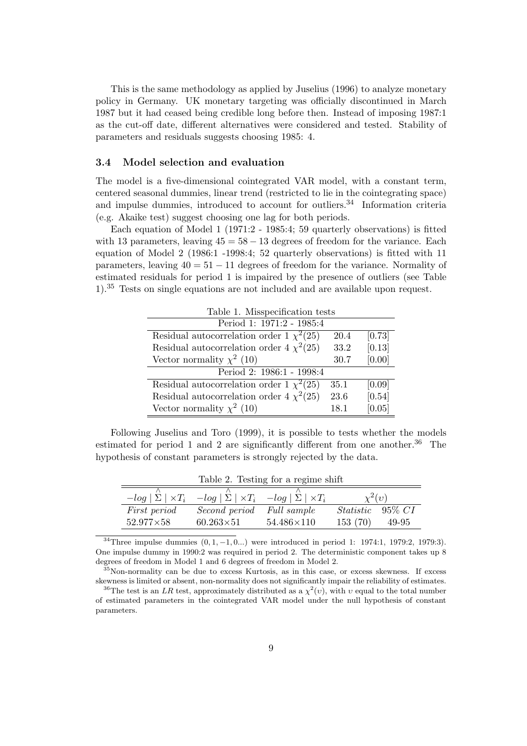This is the same methodology as applied by Juselius (1996) to analyze monetary policy in Germany. UK monetary targeting was officially discontinued in March 1987 but it had ceased being credible long before then. Instead of imposing 1987:1 as the cut-off date, different alternatives were considered and tested. Stability of parameters and residuals suggests choosing 1985: 4.

### 3.4 Model selection and evaluation

The model is a five-dimensional cointegrated VAR model, with a constant term, centered seasonal dummies, linear trend (restricted to lie in the cointegrating space) and impulse dummies, introduced to account for outliers.[34] Information criteria (e.g. Akaike test) suggest choosing one lag for both periods.

Each equation of Model 1 (1971:2 - 1985:4; 59 quarterly observations) is fitted with 13 parameters, leaving $45 = 58 - 13$ degrees of freedom for the variance. Each equation of Model 2 (1986:1 -1998:4; 52 quarterly observations) is fitted with 11 parameters, leaving $40 = 51 - 11$ degrees of freedom for the variance. Normality of estimated residuals for period 1 is impaired by the presence of outliers (see Table 1).[35] Tests on single equations are not included and are available upon request.

Table 1. Misspecification tests

| Period 1: 1971:2 - 1985:4 | | |
|---|---|---|
| Residual autocorrelation order 1 $\chi^2(25)$ | 20.4 | [0.73] |
| Residual autocorrelation order 4 $\chi^2(25)$ | 33.2 | [0.13] |
| Vector normality $\chi^2$ (10) | 30.7 | [0.00] |
| **Period 2: 1986:1 - 1998:4** | | |
| Residual autocorrelation order 1 $\chi^2(25)$ | 35.1 | [0.09] |
| Residual autocorrelation order 4 $\chi^2(25)$ | 23.6 | [0.54] |
| Vector normality $\chi^2$ (10) | 18.1 | [0.05] |

Following Juselius and Toro (1999), it is possible to tests whether the models estimated for period 1 and 2 are significantly different from one another.[36] The hypothesis of constant parameters is strongly rejected by the data.

Table 2. Testing for a regime shift

| $-log\mid \hat{\Sigma} \mid \times T_i$ | $-log\mid \hat{\Sigma} \mid \times T_i$ | $-log\mid \hat{\Sigma} \mid \times T_i$ | $\chi^2(\upsilon)$ | |
|---|---|---|---|---|
| *First period* | *Second period* | *Full sample* | *Statistic* | *95% CI* |
| 52.977×58 | 60.263×51 | 54.486×110 | 153 (70) | 49-95 |

---

[34] Three impulse dummies $(0, 1, -1, 0...)$ were introduced in period 1: 1974:1, 1979:2, 1979:3). One impulse dummy in 1990:2 was required in period 2. The deterministic component takes up 8 degrees of freedom in Model 1 and 6 degrees of freedom in Model 2.

[35] Non-normality can be due to excess Kurtosis, as in this case, or excess skewness. If excess skewness is limited or absent, non-normality does not significantly impair the reliability of estimates.

[36] The test is an $LR$ test, approximately distributed as a $\chi^2(\upsilon)$, with $\upsilon$ equal to the total number of estimated parameters in the cointegrated VAR model under the null hypothesis of constant parameters.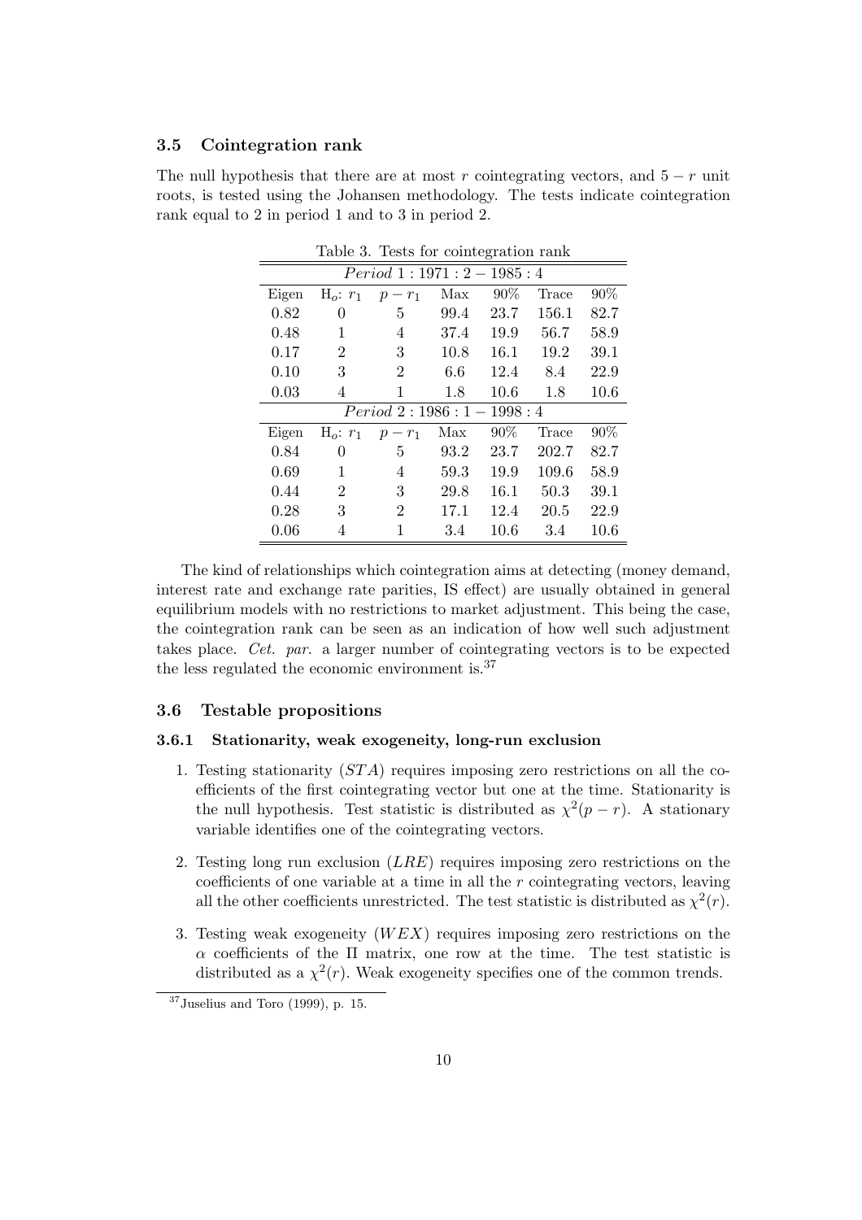### 3.5 Cointegration rank

The null hypothesis that there are at most $r$ cointegrating vectors, and $5 - r$ unit roots, is tested using the Johansen methodology. The tests indicate cointegration rank equal to 2 in period 1 and to 3 in period 2.

Table 3. Tests for cointegration rank

| *Period* 1 : 1971 : 2 − 1985 : 4 | | | | | | |
|---|---|---|---|---|---|---|
| Eigen | H$_o$: $r_1$ | $p - r_1$ | Max | 90% | Trace | 90% |
| 0.82 | 0 | 5 | 99.4 | 23.7 | 156.1 | 82.7 |
| 0.48 | 1 | 4 | 37.4 | 19.9 | 56.7 | 58.9 |
| 0.17 | 2 | 3 | 10.8 | 16.1 | 19.2 | 39.1 |
| 0.10 | 3 | 2 | 6.6 | 12.4 | 8.4 | 22.9 |
| 0.03 | 4 | 1 | 1.8 | 10.6 | 1.8 | 10.6 |
| *Period* 2 : 1986 : 1 − 1998 : 4 | | | | | | |
| Eigen | H$_o$: $r_1$ | $p - r_1$ | Max | 90% | Trace | 90% |
| 0.84 | 0 | 5 | 93.2 | 23.7 | 202.7 | 82.7 |
| 0.69 | 1 | 4 | 59.3 | 19.9 | 109.6 | 58.9 |
| 0.44 | 2 | 3 | 29.8 | 16.1 | 50.3 | 39.1 |
| 0.28 | 3 | 2 | 17.1 | 12.4 | 20.5 | 22.9 |
| 0.06 | 4 | 1 | 3.4 | 10.6 | 3.4 | 10.6 |

The kind of relationships which cointegration aims at detecting (money demand, interest rate and exchange rate parities, IS effect) are usually obtained in general equilibrium models with no restrictions to market adjustment. This being the case, the cointegration rank can be seen as an indication of how well such adjustment takes place. *Cet. par.* a larger number of cointegrating vectors is to be expected the less regulated the economic environment is.[37]

### 3.6 Testable propositions

#### 3.6.1 Stationarity, weak exogeneity, long-run exclusion

1. Testing stationarity ($STA$) requires imposing zero restrictions on all the coefficients of the first cointegrating vector but one at the time. Stationarity is the null hypothesis. Test statistic is distributed as $\chi^2(p - r)$. A stationary variable identifies one of the cointegrating vectors.
2. Testing long run exclusion ($LRE$) requires imposing zero restrictions on the coefficients of one variable at a time in all the $r$ cointegrating vectors, leaving all the other coefficients unrestricted. The test statistic is distributed as $\chi^2(r)$.
3. Testing weak exogeneity ($WEX$) requires imposing zero restrictions on the $\alpha$ coefficients of the $\Pi$ matrix, one row at the time. The test statistic is distributed as a $\chi^2(r)$. Weak exogeneity specifies one of the common trends.

[37] Juselius and Toro (1999), p. 15.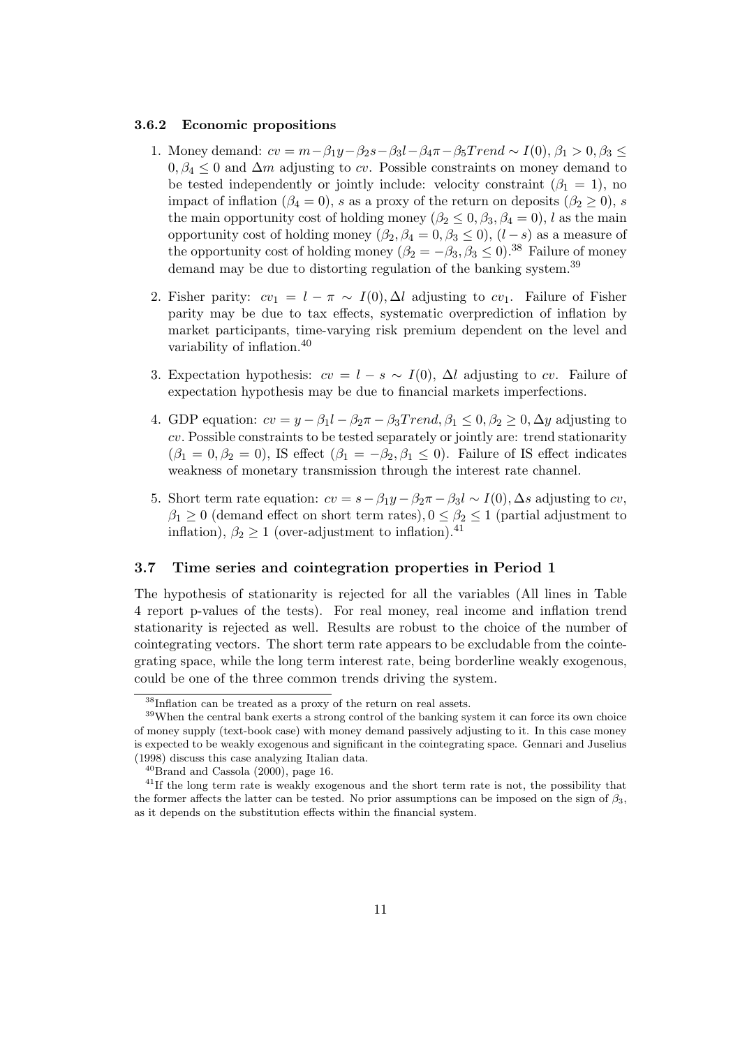### 3.6.2 Economic propositions

1. Money demand: $cv = m - \beta_1 y - \beta_2 s - \beta_3 l - \beta_4 \pi - \beta_5 Trend \sim I(0)$, $\beta_1 > 0, \beta_3 \leq 0, \beta_4 \leq 0$ and $\Delta m$ adjusting to $cv$. Possible constraints on money demand to be tested independently or jointly include: velocity constraint ($\beta_1 = 1$), no impact of inflation ($\beta_4 = 0$), $s$ as a proxy of the return on deposits ($\beta_2 \geq 0$), $s$ the main opportunity cost of holding money ($\beta_2 \leq 0, \beta_3, \beta_4 = 0$), $l$ as the main opportunity cost of holding money ($\beta_2, \beta_4 = 0, \beta_3 \leq 0$), $(l - s)$ as a measure of the opportunity cost of holding money ($\beta_2 = -\beta_3, \beta_3 \leq 0$).[38] Failure of money demand may be due to distorting regulation of the banking system.[39]

2. Fisher parity: $cv_1 = l - \pi \sim I(0), \Delta l$ adjusting to $cv_1$. Failure of Fisher parity may be due to tax effects, systematic overprediction of inflation by market participants, time-varying risk premium dependent on the level and variability of inflation.[40]

3. Expectation hypothesis: $cv = l - s \sim I(0)$, $\Delta l$ adjusting to $cv$. Failure of expectation hypothesis may be due to financial markets imperfections.

4. GDP equation: $cv = y - \beta_1 l - \beta_2 \pi - \beta_3 Trend, \beta_1 \leq 0, \beta_2 \geq 0, \Delta y$ adjusting to $cv$. Possible constraints to be tested separately or jointly are: trend stationarity ($\beta_1 = 0, \beta_2 = 0$), IS effect ($\beta_1 = -\beta_2, \beta_1 \leq 0$). Failure of IS effect indicates weakness of monetary transmission through the interest rate channel.

5. Short term rate equation: $cv = s - \beta_1 y - \beta_2 \pi - \beta_3 l \sim I(0), \Delta s$ adjusting to $cv$, $\beta_1 \geq 0$ (demand effect on short term rates), $0 \leq \beta_2 \leq 1$ (partial adjustment to inflation), $\beta_2 \geq 1$ (over-adjustment to inflation).[41]

## 3.7 Time series and cointegration properties in Period 1

The hypothesis of stationarity is rejected for all the variables (All lines in Table 4 report p-values of the tests). For real money, real income and inflation trend stationarity is rejected as well. Results are robust to the choice of the number of cointegrating vectors. The short term rate appears to be excludable from the cointegrating space, while the long term interest rate, being borderline weakly exogenous, could be one of the three common trends driving the system.

---

[38] Inflation can be treated as a proxy of the return on real assets.

[39] When the central bank exerts a strong control of the banking system it can force its own choice of money supply (text-book case) with money demand passively adjusting to it. In this case money is expected to be weakly exogenous and significant in the cointegrating space. Gennari and Juselius (1998) discuss this case analyzing Italian data.

[40] Brand and Cassola (2000), page 16.

[41] If the long term rate is weakly exogenous and the short term rate is not, the possibility that the former affects the latter can be tested. No prior assumptions can be imposed on the sign of $\beta_3$, as it depends on the substitution effects within the financial system.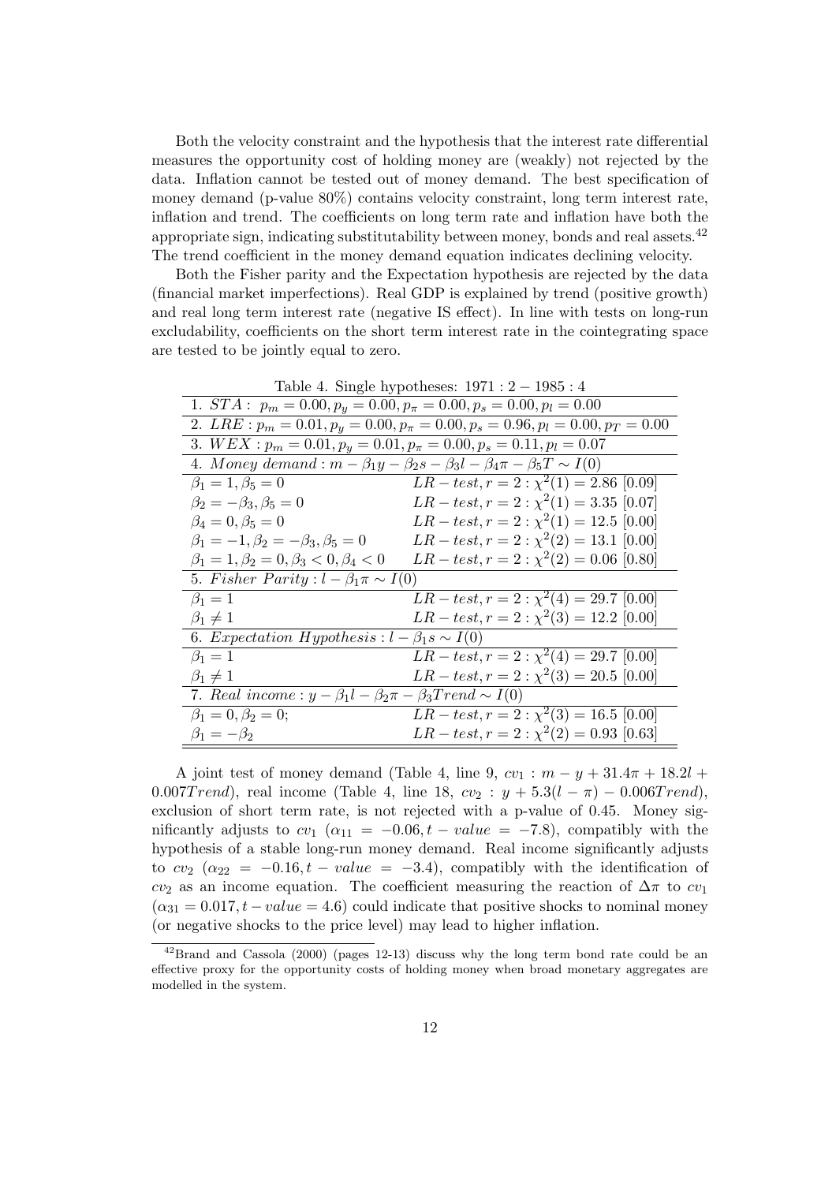Both the velocity constraint and the hypothesis that the interest rate differential measures the opportunity cost of holding money are (weakly) not rejected by the data. Inflation cannot be tested out of money demand. The best specification of money demand (p-value 80%) contains velocity constraint, long term interest rate, inflation and trend. The coefficients on long term rate and inflation have both the appropriate sign, indicating substitutability between money, bonds and real assets.[42] The trend coefficient in the money demand equation indicates declining velocity.

Both the Fisher parity and the Expectation hypothesis are rejected by the data (financial market imperfections). Real GDP is explained by trend (positive growth) and real long term interest rate (negative IS effect). In line with tests on long-run excludability, coefficients on the short term interest rate in the cointegrating space are tested to be jointly equal to zero.

Table 4. Single hypotheses: $1971:2-1985:4$

| | |
|---|---|
| 1. $STA: \ p_m = 0.00, p_y = 0.00, p_\pi = 0.00, p_s = 0.00, p_l = 0.00$ | |
| 2. $LRE: p_m = 0.01, p_y = 0.00, p_\pi = 0.00, p_s = 0.96, p_l = 0.00, p_T = 0.00$ | |
| 3. $WEX: p_m = 0.01, p_y = 0.01, p_\pi = 0.00, p_s = 0.11, p_l = 0.07$ | |
| 4. $Money\ demand: m - \beta_1 y - \beta_2 s - \beta_3 l - \beta_4 \pi - \beta_5 T \sim I(0)$ | |
| $\beta_1 = 1, \beta_5 = 0$ | $LR-test, r=2: \chi^2(1) = 2.86$ [0.09] |
| $\beta_2 = -\beta_3, \beta_5 = 0$ | $LR-test, r=2: \chi^2(1) = 3.35$ [0.07] |
| $\beta_4 = 0, \beta_5 = 0$ | $LR-test, r=2: \chi^2(1) = 12.5$ [0.00] |
| $\beta_1 = -1, \beta_2 = -\beta_3, \beta_5 = 0$ | $LR-test, r=2: \chi^2(2) = 13.1$ [0.00] |
| $\beta_1 = 1, \beta_2 = 0, \beta_3 < 0, \beta_4 < 0$ | $LR-test, r=2: \chi^2(2) = 0.06$ [0.80] |
| 5. $Fisher\ Parity: l - \beta_1 \pi \sim I(0)$ | |
| $\beta_1 = 1$ | $LR-test, r=2: \chi^2(4) = 29.7$ [0.00] |
| $\beta_1 \neq 1$ | $LR-test, r=2: \chi^2(3) = 12.2$ [0.00] |
| 6. $Expectation\ Hypothesis: l - \beta_1 s \sim I(0)$ | |
| $\beta_1 = 1$ | $LR-test, r=2: \chi^2(4) = 29.7$ [0.00] |
| $\beta_1 \neq 1$ | $LR-test, r=2: \chi^2(3) = 20.5$ [0.00] |
| 7. $Real\ income: y - \beta_1 l - \beta_2 \pi - \beta_3 Trend \sim I(0)$ | |
| $\beta_1 = 0, \beta_2 = 0;$ | $LR-test, r=2: \chi^2(3) = 16.5$ [0.00] |
| $\beta_1 = -\beta_2$ | $LR-test, r=2: \chi^2(2) = 0.93$ [0.63] |

A joint test of money demand (Table 4, line 9, $cv_1: m - y + 31.4\pi + 18.2l + 0.007Trend$), real income (Table 4, line 18, $cv_2: y + 5.3(l-\pi) - 0.006Trend$), exclusion of short term rate, is not rejected with a p-value of 0.45. Money significantly adjusts to $cv_1$ ($\alpha_{11} = -0.06, t-value = -7.8$), compatibly with the hypothesis of a stable long-run money demand. Real income significantly adjusts to $cv_2$ ($\alpha_{22} = -0.16, t-value = -3.4$), compatibly with the identification of $cv_2$ as an income equation. The coefficient measuring the reaction of $\Delta\pi$ to $cv_1$ ($\alpha_{31} = 0.017, t-value = 4.6$) could indicate that positive shocks to nominal money (or negative shocks to the price level) may lead to higher inflation.

[42] Brand and Cassola (2000) (pages 12-13) discuss why the long term bond rate could be an effective proxy for the opportunity costs of holding money when broad monetary aggregates are modelled in the system.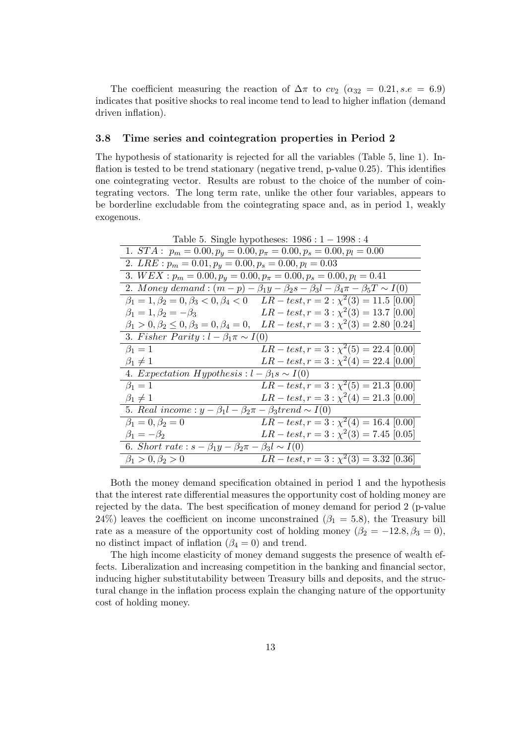The coefficient measuring the reaction of $\Delta\pi$ to $cv_2$ ($\alpha_{32} = 0.21, s.e = 6.9$) indicates that positive shocks to real income tend to lead to higher inflation (demand driven inflation).

### 3.8 Time series and cointegration properties in Period 2

The hypothesis of stationarity is rejected for all the variables (Table 5, line 1). Inflation is tested to be trend stationary (negative trend, p-value 0.25). This identifies one cointegrating vector. Results are robust to the choice of the number of cointegrating vectors. The long term rate, unlike the other four variables, appears to be borderline excludable from the cointegrating space and, as in period 1, weakly exogenous.

Table 5. Single hypotheses: $1986:1 - 1998:4$

| | |
|---|---|
| 1. $STA: \ p_m = 0.00, p_y = 0.00, p_\pi = 0.00, p_s = 0.00, p_l = 0.00$ | |
| 2. $LRE: p_m = 0.01, p_y = 0.00, p_s = 0.00, p_l = 0.03$ | |
| 3. $WEX: p_m = 0.00, p_y = 0.00, p_\pi = 0.00, p_s = 0.00, p_l = 0.41$ | |
| 2. $Money\ demand: (m-p) - \beta_1 y - \beta_2 s - \beta_3 l - \beta_4 \pi - \beta_5 T \sim I(0)$ | |
| $\beta_1 = 1, \beta_2 = 0, \beta_3 < 0, \beta_4 < 0$ | $LR-test, r=2: \chi^2(3) = 11.5\ [0.00]$ |
| $\beta_1 = 1, \beta_2 = -\beta_3$ | $LR-test, r=3: \chi^2(3) = 13.7\ [0.00]$ |
| $\beta_1 > 0, \beta_2 \leq 0, \beta_3 = 0, \beta_4 = 0,$ | $LR-test, r=3: \chi^2(3) = 2.80\ [0.24]$ |
| 3. $Fisher\ Parity: l - \beta_1 \pi \sim I(0)$ | |
| $\beta_1 = 1$ | $LR-test, r=3: \chi^2(5) = 22.4\ [0.00]$ |
| $\beta_1 \neq 1$ | $LR-test, r=3: \chi^2(4) = 22.4\ [0.00]$ |
| 4. $Expectation\ Hypothesis: l - \beta_1 s \sim I(0)$ | |
| $\beta_1 = 1$ | $LR-test, r=3: \chi^2(5) = 21.3\ [0.00]$ |
| $\beta_1 \neq 1$ | $LR-test, r=3: \chi^2(4) = 21.3\ [0.00]$ |
| 5. $Real\ income: y - \beta_1 l - \beta_2 \pi - \beta_3 trend \sim I(0)$ | |
| $\beta_1 = 0, \beta_2 = 0$ | $LR-test, r=3: \chi^2(4) = 16.4\ [0.00]$ |
| $\beta_1 = -\beta_2$ | $LR-test, r=3: \chi^2(3) = 7.45\ [0.05]$ |
| 6. $Short\ rate: s - \beta_1 y - \beta_2 \pi - \beta_3 l \sim I(0)$ | |
| $\beta_1 > 0, \beta_2 > 0$ | $LR-test, r=3: \chi^2(3) = 3.32\ [0.36]$ |

Both the money demand specification obtained in period 1 and the hypothesis that the interest rate differential measures the opportunity cost of holding money are rejected by the data. The best specification of money demand for period 2 (p-value 24%) leaves the coefficient on income unconstrained ($\beta_1 = 5.8$), the Treasury bill rate as a measure of the opportunity cost of holding money ($\beta_2 = -12.8, \beta_3 = 0$), no distinct impact of inflation ($\beta_4 = 0$) and trend.

The high income elasticity of money demand suggests the presence of wealth effects. Liberalization and increasing competition in the banking and financial sector, inducing higher substitutability between Treasury bills and deposits, and the structural change in the inflation process explain the changing nature of the opportunity cost of holding money.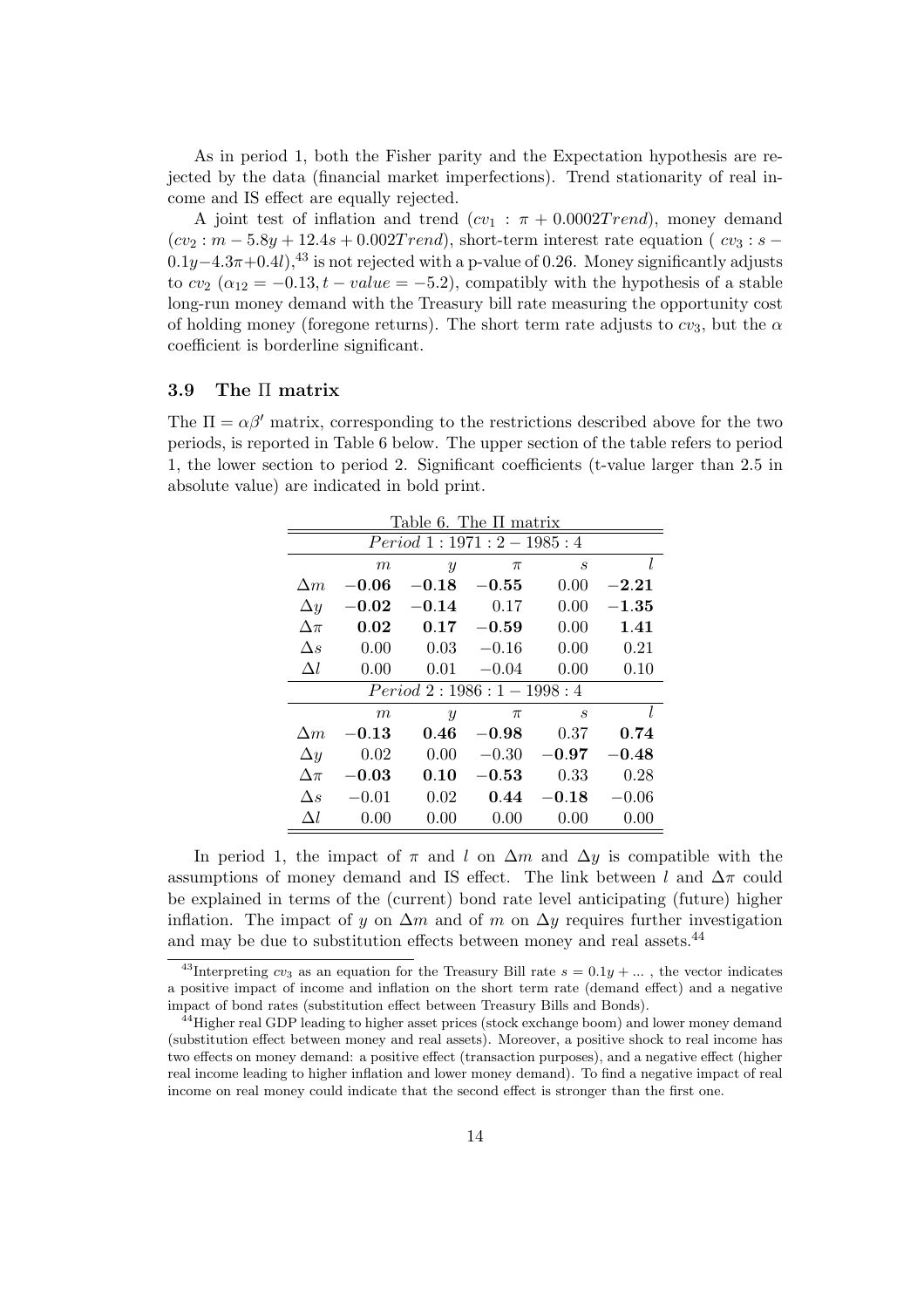As in period 1, both the Fisher parity and the Expectation hypothesis are rejected by the data (financial market imperfections). Trend stationarity of real income and IS effect are equally rejected.

A joint test of inflation and trend ($cv_1 : \pi + 0.0002Trend$), money demand ($cv_2 : m - 5.8y + 12.4s + 0.002Trend$), short-term interest rate equation ( $cv_3 : s - 0.1y - 4.3\pi + 0.4l$),[43] is not rejected with a p-value of 0.26. Money significantly adjusts to $cv_2$ ($\alpha_{12} = -0.13, t - value = -5.2$), compatibly with the hypothesis of a stable long-run money demand with the Treasury bill rate measuring the opportunity cost of holding money (foregone returns). The short term rate adjusts to $cv_3$, but the $\alpha$ coefficient is borderline significant.

### 3.9 The $\Pi$ matrix

The $\Pi = \alpha\beta'$ matrix, corresponding to the restrictions described above for the two periods, is reported in Table 6 below. The upper section of the table refers to period 1, the lower section to period 2. Significant coefficients (t-value larger than 2.5 in absolute value) are indicated in bold print.

Table 6. The $\Pi$ matrix

| *Period 1 : 1971 : 2 − 1985 : 4* | | | | | |
|---|---|---|---|---|---|
| | $m$ | $y$ | $\pi$ | $s$ | $l$ |
| $\Delta m$ | **−0.06** | **−0.18** | **−0.55** | 0.00 | **−2.21** |
| $\Delta y$ | **−0.02** | **−0.14** | 0.17 | 0.00 | **−1.35** |
| $\Delta \pi$ | **0.02** | **0.17** | **−0.59** | 0.00 | **1.41** |
| $\Delta s$ | 0.00 | 0.03 | −0.16 | 0.00 | 0.21 |
| $\Delta l$ | 0.00 | 0.01 | −0.04 | 0.00 | 0.10 |
| *Period 2 : 1986 : 1 − 1998 : 4* | | | | | |
| | $m$ | $y$ | $\pi$ | $s$ | $l$ |
| $\Delta m$ | **−0.13** | **0.46** | **−0.98** | 0.37 | **0.74** |
| $\Delta y$ | 0.02 | 0.00 | −0.30 | **−0.97** | **−0.48** |
| $\Delta \pi$ | **−0.03** | **0.10** | **−0.53** | 0.33 | 0.28 |
| $\Delta s$ | −0.01 | 0.02 | **0.44** | **−0.18** | −0.06 |
| $\Delta l$ | 0.00 | 0.00 | 0.00 | 0.00 | 0.00 |

In period 1, the impact of $\pi$ and $l$ on $\Delta m$ and $\Delta y$ is compatible with the assumptions of money demand and IS effect. The link between $l$ and $\Delta\pi$ could be explained in terms of the (current) bond rate level anticipating (future) higher inflation. The impact of $y$ on $\Delta m$ and of $m$ on $\Delta y$ requires further investigation and may be due to substitution effects between money and real assets.[44]

[43] Interpreting $cv_3$ as an equation for the Treasury Bill rate $s = 0.1y + ...$ , the vector indicates a positive impact of income and inflation on the short term rate (demand effect) and a negative impact of bond rates (substitution effect between Treasury Bills and Bonds).

[44] Higher real GDP leading to higher asset prices (stock exchange boom) and lower money demand (substitution effect between money and real assets). Moreover, a positive shock to real income has two effects on money demand: a positive effect (transaction purposes), and a negative effect (higher real income leading to higher inflation and lower money demand). To find a negative impact of real income on real money could indicate that the second effect is stronger than the first one.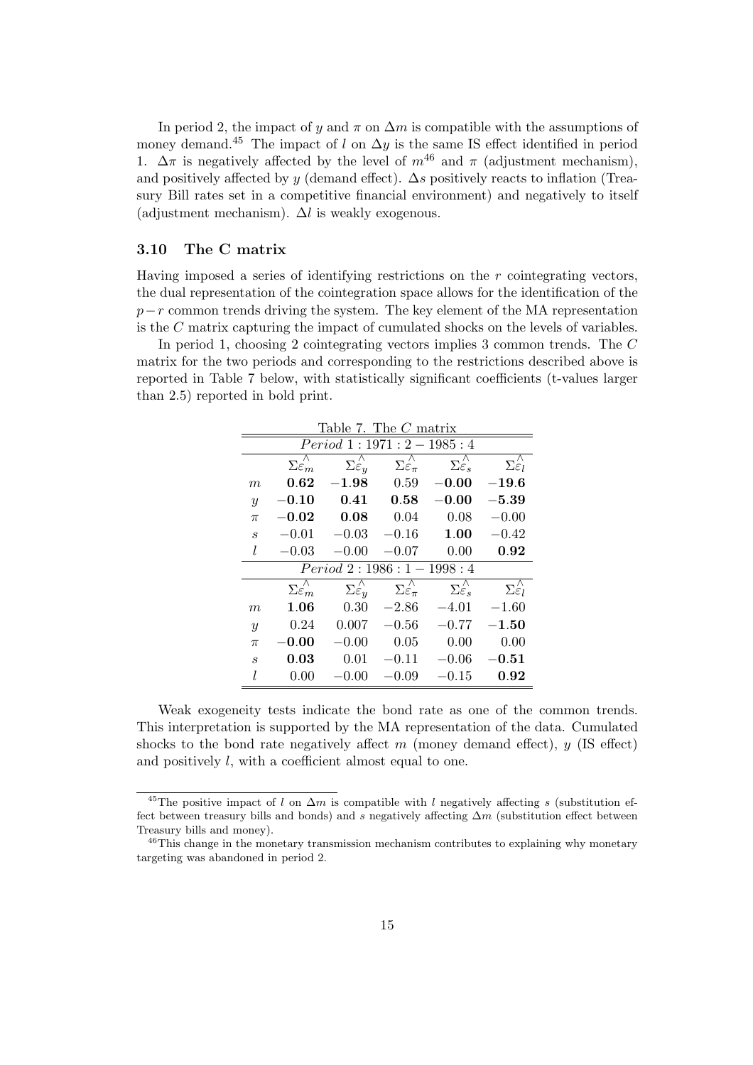In period 2, the impact of $y$ and $\pi$ on $\Delta m$ is compatible with the assumptions of money demand.[45] The impact of $l$ on $\Delta y$ is the same IS effect identified in period 1. $\Delta\pi$ is negatively affected by the level of $m$[46] and $\pi$ (adjustment mechanism), and positively affected by $y$ (demand effect). $\Delta s$ positively reacts to inflation (Treasury Bill rates set in a competitive financial environment) and negatively to itself (adjustment mechanism). $\Delta l$ is weakly exogenous.

### 3.10 The C matrix

Having imposed a series of identifying restrictions on the $r$ cointegrating vectors, the dual representation of the cointegration space allows for the identification of the $p-r$ common trends driving the system. The key element of the MA representation is the $C$ matrix capturing the impact of cumulated shocks on the levels of variables.

In period 1, choosing 2 cointegrating vectors implies 3 common trends. The $C$ matrix for the two periods and corresponding to the restrictions described above is reported in Table 7 below, with statistically significant coefficients (t-values larger than 2.5) reported in bold print.

Table 7. The $C$ matrix

| *Period* 1 : 1971 : 2 − 1985 : 4 | | | | | |
|---|---|---|---|---|---|
| | $\Sigma\hat{\varepsilon}_m$ | $\Sigma\hat{\varepsilon}_y$ | $\Sigma\hat{\varepsilon}_\pi$ | $\Sigma\hat{\varepsilon}_s$ | $\Sigma\hat{\varepsilon}_l$ |
| $m$ | **0.62** | **−1.98** | 0.59 | **−0.00** | **−19.6** |
| $y$ | **−0.10** | **0.41** | **0.58** | **−0.00** | **−5.39** |
| $\pi$ | **−0.02** | **0.08** | 0.04 | 0.08 | −0.00 |
| $s$ | −0.01 | −0.03 | −0.16 | **1.00** | −0.42 |
| $l$ | −0.03 | −0.00 | −0.07 | 0.00 | **0.92** |
| *Period* 2 : 1986 : 1 − 1998 : 4 | | | | | |
| | $\Sigma\hat{\varepsilon}_m$ | $\Sigma\hat{\varepsilon}_y$ | $\Sigma\hat{\varepsilon}_\pi$ | $\Sigma\hat{\varepsilon}_s$ | $\Sigma\hat{\varepsilon}_l$ |
| $m$ | **1.06** | 0.30 | −2.86 | −4.01 | −1.60 |
| $y$ | 0.24 | 0.007 | −0.56 | −0.77 | **−1.50** |
| $\pi$ | **−0.00** | −0.00 | 0.05 | 0.00 | 0.00 |
| $s$ | **0.03** | 0.01 | −0.11 | −0.06 | **−0.51** |
| $l$ | 0.00 | −0.00 | −0.09 | −0.15 | **0.92** |

Weak exogeneity tests indicate the bond rate as one of the common trends. This interpretation is supported by the MA representation of the data. Cumulated shocks to the bond rate negatively affect $m$ (money demand effect), $y$ (IS effect) and positively $l$, with a coefficient almost equal to one.

[45] The positive impact of $l$ on $\Delta m$ is compatible with $l$ negatively affecting $s$ (substitution effect between treasury bills and bonds) and $s$ negatively affecting $\Delta m$ (substitution effect between Treasury bills and money).

[46] This change in the monetary transmission mechanism contributes to explaining why monetary targeting was abandoned in period 2.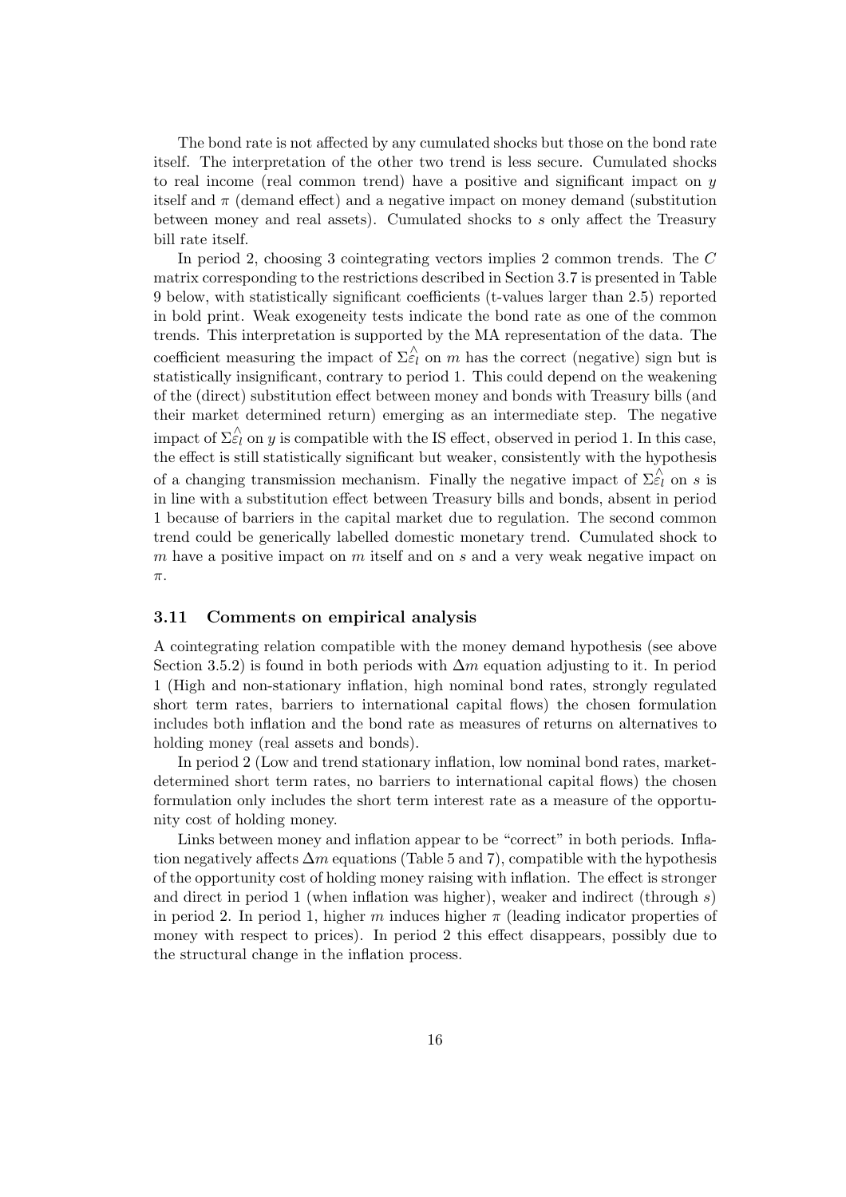The bond rate is not affected by any cumulated shocks but those on the bond rate itself. The interpretation of the other two trend is less secure. Cumulated shocks to real income (real common trend) have a positive and significant impact on $y$ itself and $\pi$ (demand effect) and a negative impact on money demand (substitution between money and real assets). Cumulated shocks to $s$ only affect the Treasury bill rate itself.

In period 2, choosing 3 cointegrating vectors implies 2 common trends. The $C$ matrix corresponding to the restrictions described in Section 3.7 is presented in Table 9 below, with statistically significant coefficients (t-values larger than 2.5) reported in bold print. Weak exogeneity tests indicate the bond rate as one of the common trends. This interpretation is supported by the MA representation of the data. The coefficient measuring the impact of $\Sigma\hat{\varepsilon}_l$ on $m$ has the correct (negative) sign but is statistically insignificant, contrary to period 1. This could depend on the weakening of the (direct) substitution effect between money and bonds with Treasury bills (and their market determined return) emerging as an intermediate step. The negative impact of $\Sigma\hat{\varepsilon}_l$ on $y$ is compatible with the IS effect, observed in period 1. In this case, the effect is still statistically significant but weaker, consistently with the hypothesis of a changing transmission mechanism. Finally the negative impact of $\Sigma\hat{\varepsilon}_l$ on $s$ is in line with a substitution effect between Treasury bills and bonds, absent in period 1 because of barriers in the capital market due to regulation. The second common trend could be generically labelled domestic monetary trend. Cumulated shock to $m$ have a positive impact on $m$ itself and on $s$ and a very weak negative impact on $\pi$.

### 3.11 Comments on empirical analysis

A cointegrating relation compatible with the money demand hypothesis (see above Section 3.5.2) is found in both periods with $\Delta m$ equation adjusting to it. In period 1 (High and non-stationary inflation, high nominal bond rates, strongly regulated short term rates, barriers to international capital flows) the chosen formulation includes both inflation and the bond rate as measures of returns on alternatives to holding money (real assets and bonds).

In period 2 (Low and trend stationary inflation, low nominal bond rates, market-determined short term rates, no barriers to international capital flows) the chosen formulation only includes the short term interest rate as a measure of the opportunity cost of holding money.

Links between money and inflation appear to be "correct" in both periods. Inflation negatively affects $\Delta m$ equations (Table 5 and 7), compatible with the hypothesis of the opportunity cost of holding money raising with inflation. The effect is stronger and direct in period 1 (when inflation was higher), weaker and indirect (through $s$) in period 2. In period 1, higher $m$ induces higher $\pi$ (leading indicator properties of money with respect to prices). In period 2 this effect disappears, possibly due to the structural change in the inflation process.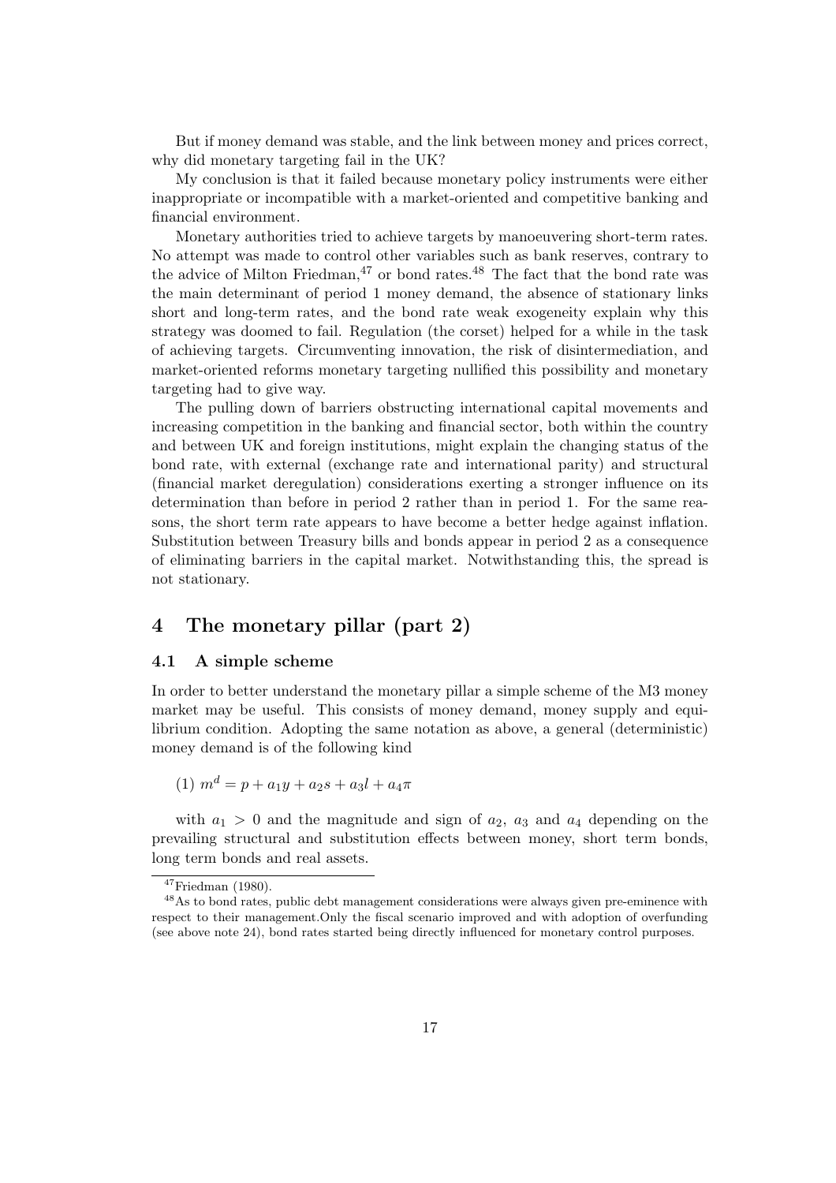But if money demand was stable, and the link between money and prices correct, why did monetary targeting fail in the UK?

My conclusion is that it failed because monetary policy instruments were either inappropriate or incompatible with a market-oriented and competitive banking and financial environment.

Monetary authorities tried to achieve targets by manoeuvering short-term rates. No attempt was made to control other variables such as bank reserves, contrary to the advice of Milton Friedman,[47] or bond rates.[48] The fact that the bond rate was the main determinant of period 1 money demand, the absence of stationary links short and long-term rates, and the bond rate weak exogeneity explain why this strategy was doomed to fail. Regulation (the corset) helped for a while in the task of achieving targets. Circumventing innovation, the risk of disintermediation, and market-oriented reforms monetary targeting nullified this possibility and monetary targeting had to give way.

The pulling down of barriers obstructing international capital movements and increasing competition in the banking and financial sector, both within the country and between UK and foreign institutions, might explain the changing status of the bond rate, with external (exchange rate and international parity) and structural (financial market deregulation) considerations exerting a stronger influence on its determination than before in period 2 rather than in period 1. For the same reasons, the short term rate appears to have become a better hedge against inflation. Substitution between Treasury bills and bonds appear in period 2 as a consequence of eliminating barriers in the capital market. Notwithstanding this, the spread is not stationary.

# 4 The monetary pillar (part 2)

## 4.1 A simple scheme

In order to better understand the monetary pillar a simple scheme of the M3 money market may be useful. This consists of money demand, money supply and equilibrium condition. Adopting the same notation as above, a general (deterministic) money demand is of the following kind

(1) $m^d = p + a_1 y + a_2 s + a_3 l + a_4 \pi$

with $a_1 > 0$ and the magnitude and sign of $a_2$, $a_3$ and $a_4$ depending on the prevailing structural and substitution effects between money, short term bonds, long term bonds and real assets.

[47] Friedman (1980).

[48] As to bond rates, public debt management considerations were always given pre-eminence with respect to their management.Only the fiscal scenario improved and with adoption of overfunding (see above note 24), bond rates started being directly influenced for monetary control purposes.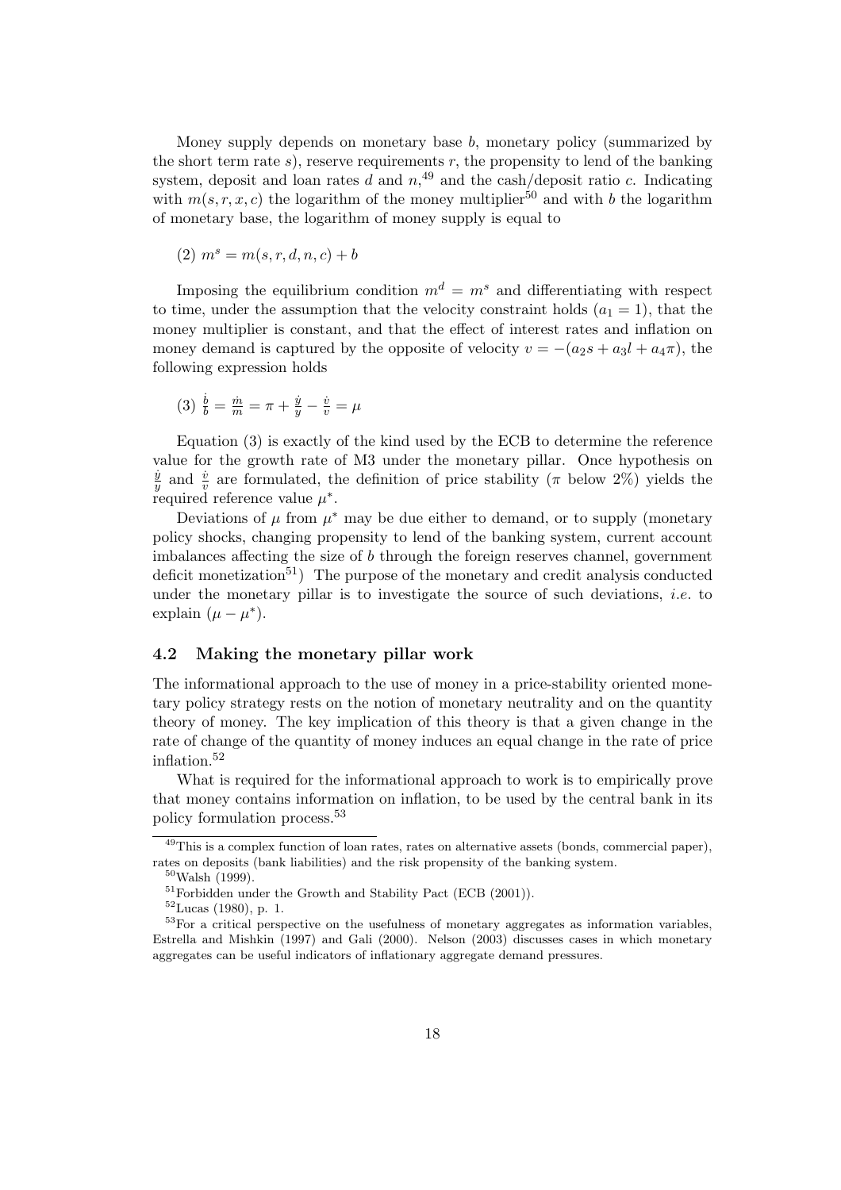Money supply depends on monetary base $b$, monetary policy (summarized by the short term rate $s$), reserve requirements $r$, the propensity to lend of the banking system, deposit and loan rates $d$ and $n$,[49] and the cash/deposit ratio $c$. Indicating with $m(s, r, x, c)$ the logarithm of the money multiplier[50] and with $b$ the logarithm of monetary base, the logarithm of money supply is equal to

(2) $m^s = m(s, r, d, n, c) + b$

Imposing the equilibrium condition $m^d = m^s$ and differentiating with respect to time, under the assumption that the velocity constraint holds ($a_1 = 1$), that the money multiplier is constant, and that the effect of interest rates and inflation on money demand is captured by the opposite of velocity $v = -(a_2 s + a_3 l + a_4 \pi)$, the following expression holds

(3) $\frac{\dot{b}}{b} = \frac{\dot{m}}{m} = \pi + \frac{\dot{y}}{y} - \frac{\dot{v}}{v} = \mu$

Equation (3) is exactly of the kind used by the ECB to determine the reference value for the growth rate of M3 under the monetary pillar. Once hypothesis on $\frac{\dot{y}}{y}$ and $\frac{\dot{v}}{v}$ are formulated, the definition of price stability ($\pi$ below 2%) yields the required reference value $\mu^*$.

Deviations of $\mu$ from $\mu^*$ may be due either to demand, or to supply (monetary policy shocks, changing propensity to lend of the banking system, current account imbalances affecting the size of $b$ through the foreign reserves channel, government deficit monetization[51]) The purpose of the monetary and credit analysis conducted under the monetary pillar is to investigate the source of such deviations, *i.e.* to explain $(\mu - \mu^*)$.

### 4.2 Making the monetary pillar work

The informational approach to the use of money in a price-stability oriented monetary policy strategy rests on the notion of monetary neutrality and on the quantity theory of money. The key implication of this theory is that a given change in the rate of change of the quantity of money induces an equal change in the rate of price inflation.[52]

What is required for the informational approach to work is to empirically prove that money contains information on inflation, to be used by the central bank in its policy formulation process.[53]

---

[49] This is a complex function of loan rates, rates on alternative assets (bonds, commercial paper), rates on deposits (bank liabilities) and the risk propensity of the banking system.

[50] Walsh (1999).

[51] Forbidden under the Growth and Stability Pact (ECB (2001)).

[52] Lucas (1980), p. 1.

[53] For a critical perspective on the usefulness of monetary aggregates as information variables, Estrella and Mishkin (1997) and Gali (2000). Nelson (2003) discusses cases in which monetary aggregates can be useful indicators of inflationary aggregate demand pressures.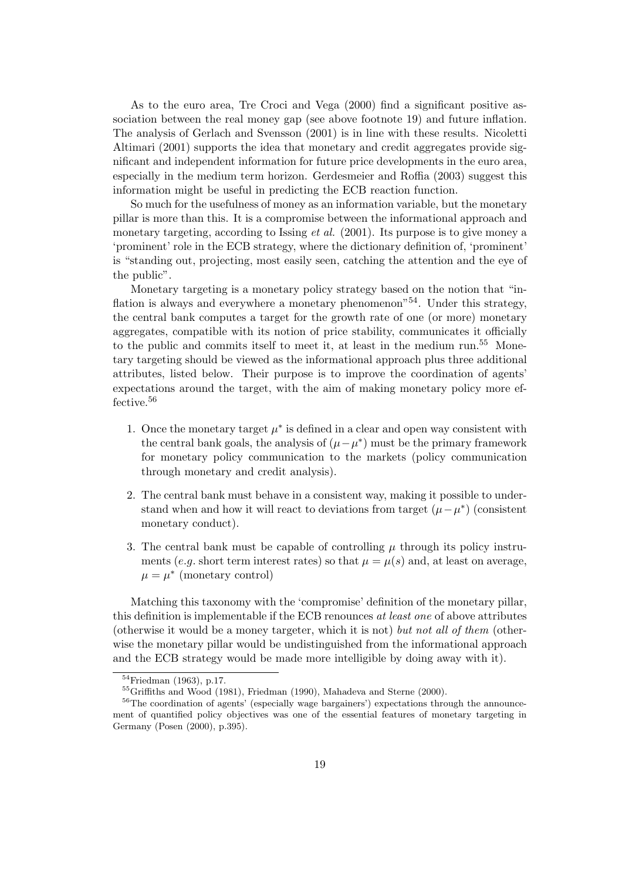As to the euro area, Tre Croci and Vega (2000) find a significant positive association between the real money gap (see above footnote 19) and future inflation. The analysis of Gerlach and Svensson (2001) is in line with these results. Nicoletti Altimari (2001) supports the idea that monetary and credit aggregates provide significant and independent information for future price developments in the euro area, especially in the medium term horizon. Gerdesmeier and Roffia (2003) suggest this information might be useful in predicting the ECB reaction function.

So much for the usefulness of money as an information variable, but the monetary pillar is more than this. It is a compromise between the informational approach and monetary targeting, according to Issing *et al.* (2001). Its purpose is to give money a 'prominent' role in the ECB strategy, where the dictionary definition of, 'prominent' is "standing out, projecting, most easily seen, catching the attention and the eye of the public".

Monetary targeting is a monetary policy strategy based on the notion that "inflation is always and everywhere a monetary phenomenon"[54]. Under this strategy, the central bank computes a target for the growth rate of one (or more) monetary aggregates, compatible with its notion of price stability, communicates it officially to the public and commits itself to meet it, at least in the medium run.[55] Monetary targeting should be viewed as the informational approach plus three additional attributes, listed below. Their purpose is to improve the coordination of agents' expectations around the target, with the aim of making monetary policy more effective.[56]

1. Once the monetary target $\mu^*$ is defined in a clear and open way consistent with the central bank goals, the analysis of $(\mu - \mu^*)$ must be the primary framework for monetary policy communication to the markets (policy communication through monetary and credit analysis).

2. The central bank must behave in a consistent way, making it possible to understand when and how it will react to deviations from target $(\mu - \mu^*)$ (consistent monetary conduct).

3. The central bank must be capable of controlling $\mu$ through its policy instruments (*e.g.* short term interest rates) so that $\mu = \mu(s)$ and, at least on average, $\mu = \mu^*$ (monetary control)

Matching this taxonomy with the 'compromise' definition of the monetary pillar, this definition is implementable if the ECB renounces *at least one* of above attributes (otherwise it would be a money targeter, which it is not) *but not all of them* (otherwise the monetary pillar would be undistinguished from the informational approach and the ECB strategy would be made more intelligible by doing away with it).

[54] Friedman (1963), p.17.

[55] Griffiths and Wood (1981), Friedman (1990), Mahadeva and Sterne (2000).

[56] The coordination of agents' (especially wage bargainers') expectations through the announcement of quantified policy objectives was one of the essential features of monetary targeting in Germany (Posen (2000), p.395).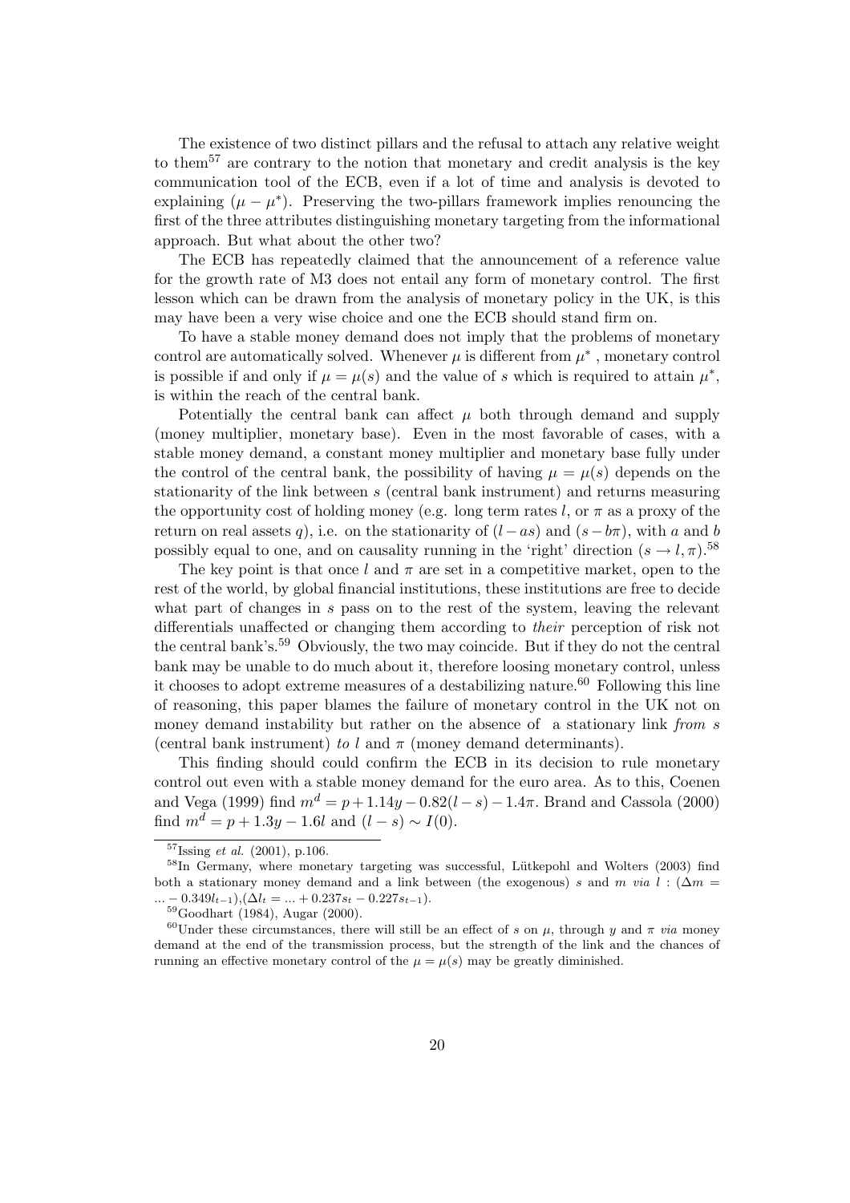The existence of two distinct pillars and the refusal to attach any relative weight to them[57] are contrary to the notion that monetary and credit analysis is the key communication tool of the ECB, even if a lot of time and analysis is devoted to explaining $(\mu - \mu^*)$. Preserving the two-pillars framework implies renouncing the first of the three attributes distinguishing monetary targeting from the informational approach. But what about the other two?

The ECB has repeatedly claimed that the announcement of a reference value for the growth rate of M3 does not entail any form of monetary control. The first lesson which can be drawn from the analysis of monetary policy in the UK, is this may have been a very wise choice and one the ECB should stand firm on.

To have a stable money demand does not imply that the problems of monetary control are automatically solved. Whenever $\mu$ is different from $\mu^*$ , monetary control is possible if and only if $\mu = \mu(s)$ and the value of $s$ which is required to attain $\mu^*$, is within the reach of the central bank.

Potentially the central bank can affect $\mu$ both through demand and supply (money multiplier, monetary base). Even in the most favorable of cases, with a stable money demand, a constant money multiplier and monetary base fully under the control of the central bank, the possibility of having $\mu = \mu(s)$ depends on the stationarity of the link between $s$ (central bank instrument) and returns measuring the opportunity cost of holding money (e.g. long term rates $l$, or $\pi$ as a proxy of the return on real assets $q$), i.e. on the stationarity of $(l - as)$ and $(s - b\pi)$, with $a$ and $b$ possibly equal to one, and on causality running in the 'right' direction $(s \rightarrow l, \pi)$.[58]

The key point is that once $l$ and $\pi$ are set in a competitive market, open to the rest of the world, by global financial institutions, these institutions are free to decide what part of changes in $s$ pass on to the rest of the system, leaving the relevant differentials unaffected or changing them according to *their* perception of risk not the central bank's.[59] Obviously, the two may coincide. But if they do not the central bank may be unable to do much about it, therefore loosing monetary control, unless it chooses to adopt extreme measures of a destabilizing nature.[60] Following this line of reasoning, this paper blames the failure of monetary control in the UK not on money demand instability but rather on the absence of a stationary link *from* $s$ (central bank instrument) *to* $l$ and $\pi$ (money demand determinants).

This finding should could confirm the ECB in its decision to rule monetary control out even with a stable money demand for the euro area. As to this, Coenen and Vega (1999) find $m^d = p + 1.14y - 0.82(l - s) - 1.4\pi$. Brand and Cassola (2000) find $m^d = p + 1.3y - 1.6l$ and $(l - s) \sim I(0)$.

---

[57] Issing *et al.* (2001), p.106.

[58] In Germany, where monetary targeting was successful, Lütkepohl and Wolters (2003) find both a stationary money demand and a link between (the exogenous) $s$ and $m$ *via* $l$ : $(\Delta m = ... - 0.349l_{t-1})$,$(\Delta l_t = ... + 0.237s_t - 0.227s_{t-1})$.

[59] Goodhart (1984), Augar (2000).

[60] Under these circumstances, there will still be an effect of $s$ on $\mu$, through $y$ and $\pi$ *via* money demand at the end of the transmission process, but the strength of the link and the chances of running an effective monetary control of the $\mu = \mu(s)$ may be greatly diminished.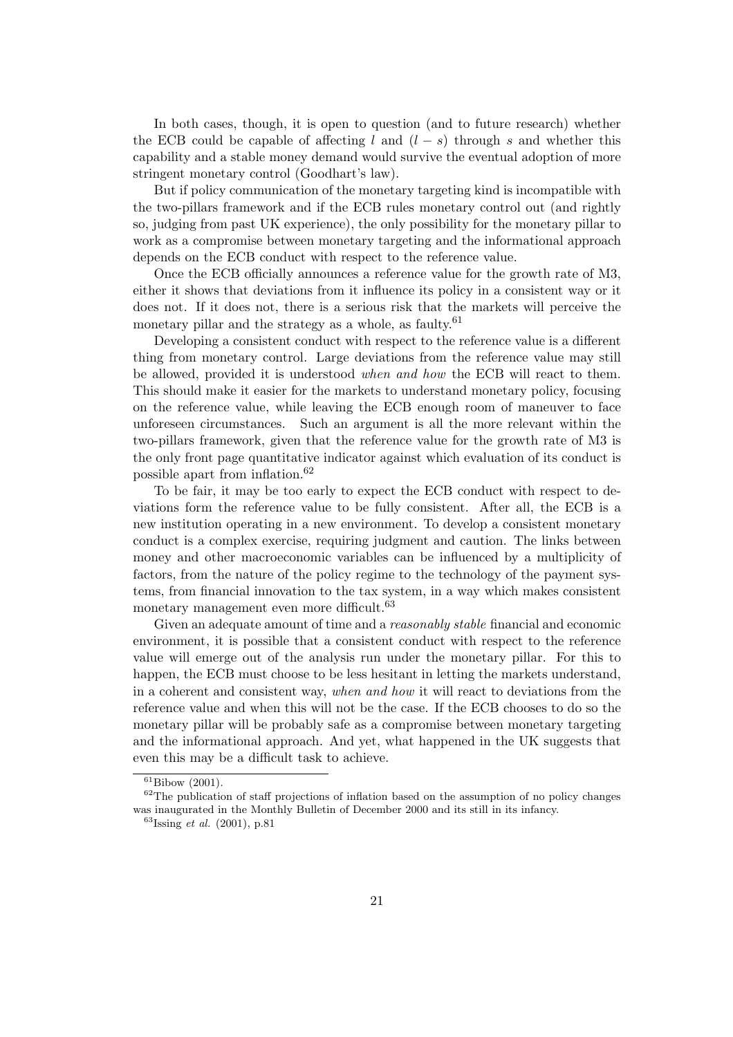In both cases, though, it is open to question (and to future research) whether the ECB could be capable of affecting $l$ and $(l - s)$ through $s$ and whether this capability and a stable money demand would survive the eventual adoption of more stringent monetary control (Goodhart's law).

But if policy communication of the monetary targeting kind is incompatible with the two-pillars framework and if the ECB rules monetary control out (and rightly so, judging from past UK experience), the only possibility for the monetary pillar to work as a compromise between monetary targeting and the informational approach depends on the ECB conduct with respect to the reference value.

Once the ECB officially announces a reference value for the growth rate of M3, either it shows that deviations from it influence its policy in a consistent way or it does not. If it does not, there is a serious risk that the markets will perceive the monetary pillar and the strategy as a whole, as faulty.[61]

Developing a consistent conduct with respect to the reference value is a different thing from monetary control. Large deviations from the reference value may still be allowed, provided it is understood *when and how* the ECB will react to them. This should make it easier for the markets to understand monetary policy, focusing on the reference value, while leaving the ECB enough room of maneuver to face unforeseen circumstances. Such an argument is all the more relevant within the two-pillars framework, given that the reference value for the growth rate of M3 is the only front page quantitative indicator against which evaluation of its conduct is possible apart from inflation.[62]

To be fair, it may be too early to expect the ECB conduct with respect to deviations form the reference value to be fully consistent. After all, the ECB is a new institution operating in a new environment. To develop a consistent monetary conduct is a complex exercise, requiring judgment and caution. The links between money and other macroeconomic variables can be influenced by a multiplicity of factors, from the nature of the policy regime to the technology of the payment systems, from financial innovation to the tax system, in a way which makes consistent monetary management even more difficult.[63]

Given an adequate amount of time and a *reasonably stable* financial and economic environment, it is possible that a consistent conduct with respect to the reference value will emerge out of the analysis run under the monetary pillar. For this to happen, the ECB must choose to be less hesitant in letting the markets understand, in a coherent and consistent way, *when and how* it will react to deviations from the reference value and when this will not be the case. If the ECB chooses to do so the monetary pillar will be probably safe as a compromise between monetary targeting and the informational approach. And yet, what happened in the UK suggests that even this may be a difficult task to achieve.

---

[61] Bibow (2001).

[62] The publication of staff projections of inflation based on the assumption of no policy changes was inaugurated in the Monthly Bulletin of December 2000 and its still in its infancy.

[63] Issing *et al.* (2001), p.81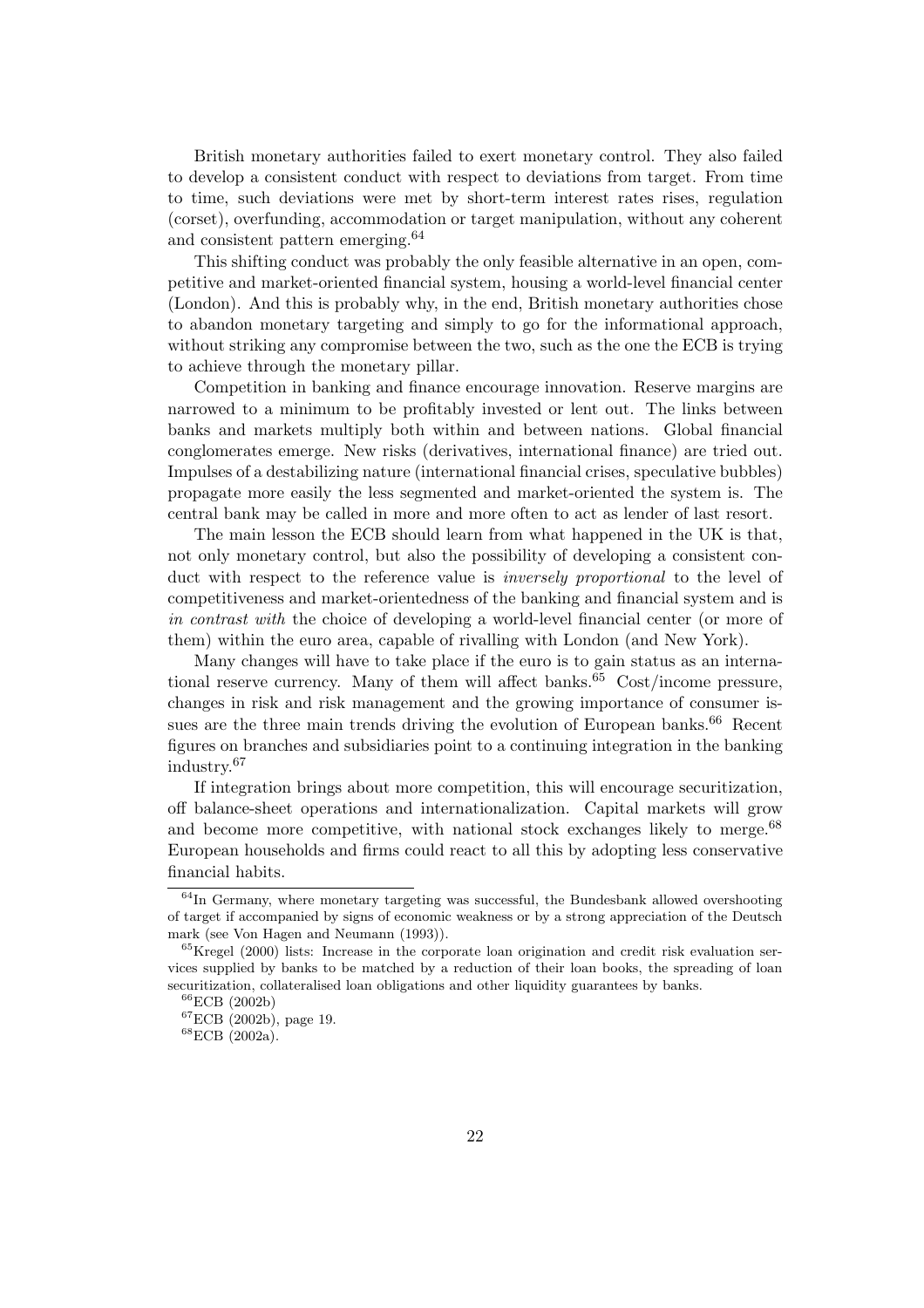British monetary authorities failed to exert monetary control. They also failed to develop a consistent conduct with respect to deviations from target. From time to time, such deviations were met by short-term interest rates rises, regulation (corset), overfunding, accommodation or target manipulation, without any coherent and consistent pattern emerging.[64]

This shifting conduct was probably the only feasible alternative in an open, competitive and market-oriented financial system, housing a world-level financial center (London). And this is probably why, in the end, British monetary authorities chose to abandon monetary targeting and simply to go for the informational approach, without striking any compromise between the two, such as the one the ECB is trying to achieve through the monetary pillar.

Competition in banking and finance encourage innovation. Reserve margins are narrowed to a minimum to be profitably invested or lent out. The links between banks and markets multiply both within and between nations. Global financial conglomerates emerge. New risks (derivatives, international finance) are tried out. Impulses of a destabilizing nature (international financial crises, speculative bubbles) propagate more easily the less segmented and market-oriented the system is. The central bank may be called in more and more often to act as lender of last resort.

The main lesson the ECB should learn from what happened in the UK is that, not only monetary control, but also the possibility of developing a consistent conduct with respect to the reference value is *inversely proportional* to the level of competitiveness and market-orientedness of the banking and financial system and is *in contrast with* the choice of developing a world-level financial center (or more of them) within the euro area, capable of rivalling with London (and New York).

Many changes will have to take place if the euro is to gain status as an international reserve currency. Many of them will affect banks.[65] Cost/income pressure, changes in risk and risk management and the growing importance of consumer issues are the three main trends driving the evolution of European banks.[66] Recent figures on branches and subsidiaries point to a continuing integration in the banking industry.[67]

If integration brings about more competition, this will encourage securitization, off balance-sheet operations and internationalization. Capital markets will grow and become more competitive, with national stock exchanges likely to merge.[68] European households and firms could react to all this by adopting less conservative financial habits.

---

[64] In Germany, where monetary targeting was successful, the Bundesbank allowed overshooting of target if accompanied by signs of economic weakness or by a strong appreciation of the Deutsch mark (see Von Hagen and Neumann (1993)).

[65] Kregel (2000) lists: Increase in the corporate loan origination and credit risk evaluation services supplied by banks to be matched by a reduction of their loan books, the spreading of loan securitization, collateralised loan obligations and other liquidity guarantees by banks.

[66] ECB (2002b)

[67] ECB (2002b), page 19.

[68] ECB (2002a).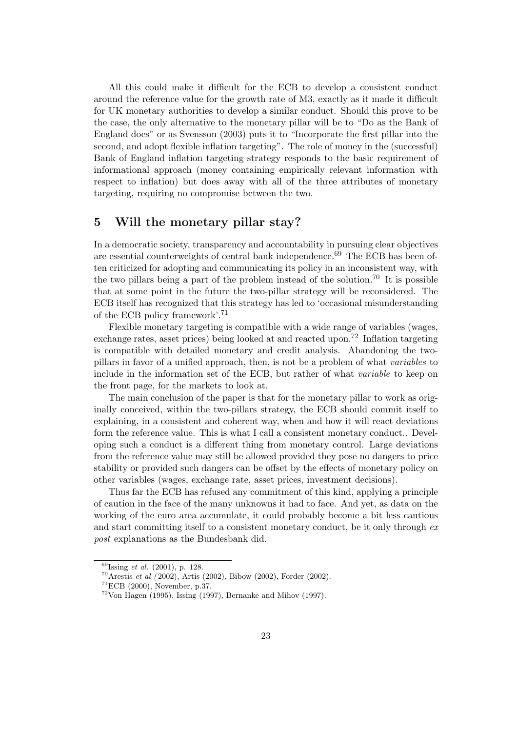All this could make it difficult for the ECB to develop a consistent conduct around the reference value for the growth rate of M3, exactly as it made it difficult for UK monetary authorities to develop a similar conduct. Should this prove to be the case, the only alternative to the monetary pillar will be to "Do as the Bank of England does" or as Svensson (2003) puts it to "Incorporate the first pillar into the second, and adopt flexible inflation targeting". The role of money in the (successful) Bank of England inflation targeting strategy responds to the basic requirement of informational approach (money containing empirically relevant information with respect to inflation) but does away with all of the three attributes of monetary targeting, requiring no compromise between the two.

## 5 Will the monetary pillar stay?

In a democratic society, transparency and accountability in pursuing clear objectives are essential counterweights of central bank independence.[69] The ECB has been often criticized for adopting and communicating its policy in an inconsistent way, with the two pillars being a part of the problem instead of the solution.[70] It is possible that at some point in the future the two-pillar strategy will be reconsidered. The ECB itself has recognized that this strategy has led to 'occasional misunderstanding of the ECB policy framework'.[71]

Flexible monetary targeting is compatible with a wide range of variables (wages, exchange rates, asset prices) being looked at and reacted upon.[72] Inflation targeting is compatible with detailed monetary and credit analysis. Abandoning the two-pillars in favor of a unified approach, then, is not be a problem of what *variables* to include in the information set of the ECB, but rather of what *variable* to keep on the front page, for the markets to look at.

The main conclusion of the paper is that for the monetary pillar to work as originally conceived, within the two-pillars strategy, the ECB should commit itself to explaining, in a consistent and coherent way, when and how it will react deviations form the reference value. This is what I call a consistent monetary conduct.. Developing such a conduct is a different thing from monetary control. Large deviations from the reference value may still be allowed provided they pose no dangers to price stability or provided such dangers can be offset by the effects of monetary policy on other variables (wages, exchange rate, asset prices, investment decisions).

Thus far the ECB has refused any commitment of this kind, applying a principle of caution in the face of the many unknowns it had to face. And yet, as data on the working of the euro area accumulate, it could probably become a bit less cautious and start committing itself to a consistent monetary conduct, be it only through *ex post* explanations as the Bundesbank did.

---

[69] Issing *et al.* (2001), p. 128.

[70] Arestis *et al (*2002), Artis (2002), Bibow (2002), Forder (2002).

[71] ECB (2000), November, p.37.

[72] Von Hagen (1995), Issing (1997), Bernanke and Mihov (1997).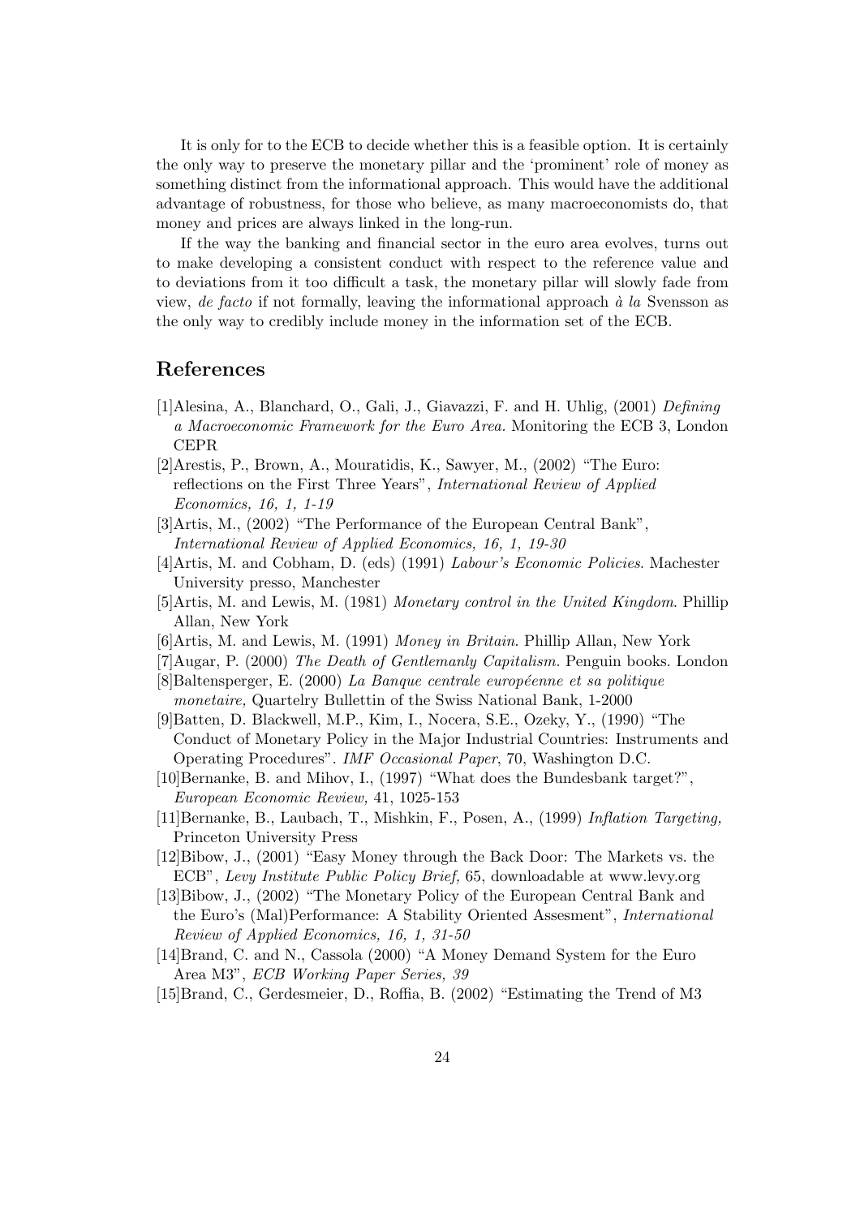It is only for to the ECB to decide whether this is a feasible option. It is certainly the only way to preserve the monetary pillar and the 'prominent' role of money as something distinct from the informational approach. This would have the additional advantage of robustness, for those who believe, as many macroeconomists do, that money and prices are always linked in the long-run.

If the way the banking and financial sector in the euro area evolves, turns out to make developing a consistent conduct with respect to the reference value and to deviations from it too difficult a task, the monetary pillar will slowly fade from view, *de facto* if not formally, leaving the informational approach *à la* Svensson as the only way to credibly include money in the information set of the ECB.

## References

[1]Alesina, A., Blanchard, O., Gali, J., Giavazzi, F. and H. Uhlig, (2001) *Defining a Macroeconomic Framework for the Euro Area.* Monitoring the ECB 3, London CEPR

[2]Arestis, P., Brown, A., Mouratidis, K., Sawyer, M., (2002) "The Euro: reflections on the First Three Years", *International Review of Applied Economics, 16, 1, 1-19*

[3]Artis, M., (2002) "The Performance of the European Central Bank", *International Review of Applied Economics, 16, 1, 19-30*

[4]Artis, M. and Cobham, D. (eds) (1991) *Labour's Economic Policies*. Machester University presso, Manchester

[5]Artis, M. and Lewis, M. (1981) *Monetary control in the United Kingdom*. Phillip Allan, New York

[6]Artis, M. and Lewis, M. (1991) *Money in Britain*. Phillip Allan, New York

[7]Augar, P. (2000) *The Death of Gentlemanly Capitalism.* Penguin books. London

[8]Baltensperger, E. (2000) *La Banque centrale européenne et sa politique monetaire,* Quartelry Bullettin of the Swiss National Bank, 1-2000

[9]Batten, D. Blackwell, M.P., Kim, I., Nocera, S.E., Ozeky, Y., (1990) "The Conduct of Monetary Policy in the Major Industrial Countries: Instruments and Operating Procedures". *IMF Occasional Paper*, 70, Washington D.C.

[10]Bernanke, B. and Mihov, I., (1997) "What does the Bundesbank target?", *European Economic Review,* 41, 1025-153

[11]Bernanke, B., Laubach, T., Mishkin, F., Posen, A., (1999) *Inflation Targeting,* Princeton University Press

[12]Bibow, J., (2001) "Easy Money through the Back Door: The Markets vs. the ECB", *Levy Institute Public Policy Brief,* 65, downloadable at www.levy.org

[13]Bibow, J., (2002) "The Monetary Policy of the European Central Bank and the Euro's (Mal)Performance: A Stability Oriented Assesment", *International Review of Applied Economics, 16, 1, 31-50*

[14]Brand, C. and N., Cassola (2000) "A Money Demand System for the Euro Area M3", *ECB Working Paper Series, 39*

[15]Brand, C., Gerdesmeier, D., Roffia, B. (2002) "Estimating the Trend of M3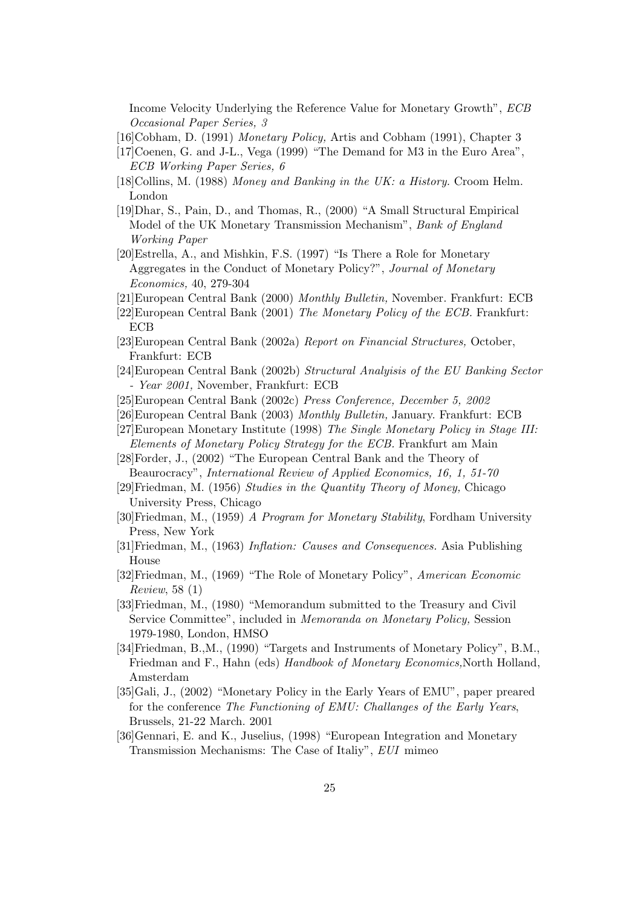Income Velocity Underlying the Reference Value for Monetary Growth", *ECB Occasional Paper Series, 3*

[16]Cobham, D. (1991) *Monetary Policy,* Artis and Cobham (1991), Chapter 3

[17]Coenen, G. and J-L., Vega (1999) "The Demand for M3 in the Euro Area", *ECB Working Paper Series, 6*

[18]Collins, M. (1988) *Money and Banking in the UK: a History.* Croom Helm. London

[19]Dhar, S., Pain, D., and Thomas, R., (2000) "A Small Structural Empirical Model of the UK Monetary Transmission Mechanism", *Bank of England Working Paper*

[20]Estrella, A., and Mishkin, F.S. (1997) "Is There a Role for Monetary Aggregates in the Conduct of Monetary Policy?", *Journal of Monetary Economics,* 40, 279-304

[21]European Central Bank (2000) *Monthly Bulletin,* November. Frankfurt: ECB

[22]European Central Bank (2001) *The Monetary Policy of the ECB.* Frankfurt: ECB

[23]European Central Bank (2002a) *Report on Financial Structures,* October, Frankfurt: ECB

[24]European Central Bank (2002b) *Structural Analyisis of the EU Banking Sector - Year 2001,* November, Frankfurt: ECB

[25]European Central Bank (2002c) *Press Conference, December 5, 2002*

[26]European Central Bank (2003) *Monthly Bulletin,* January. Frankfurt: ECB

[27]European Monetary Institute (1998) *The Single Monetary Policy in Stage III: Elements of Monetary Policy Strategy for the ECB.* Frankfurt am Main

[28]Forder, J., (2002) "The European Central Bank and the Theory of Beaurocracy", *International Review of Applied Economics, 16, 1, 51-70*

[29]Friedman, M. (1956) *Studies in the Quantity Theory of Money,* Chicago University Press, Chicago

[30]Friedman, M., (1959) *A Program for Monetary Stability*, Fordham University Press, New York

[31]Friedman, M., (1963) *Inflation: Causes and Consequences.* Asia Publishing House

[32]Friedman, M., (1969) "The Role of Monetary Policy", *American Economic Review*, 58 (1)

[33]Friedman, M., (1980) "Memorandum submitted to the Treasury and Civil Service Committee", included in *Memoranda on Monetary Policy,* Session 1979-1980, London, HMSO

[34]Friedman, B.,M., (1990) "Targets and Instruments of Monetary Policy", B.M., Friedman and F., Hahn (eds) *Handbook of Monetary Economics,*North Holland, Amsterdam

[35]Gali, J., (2002) "Monetary Policy in the Early Years of EMU", paper preared for the conference *The Functioning of EMU: Challanges of the Early Years*, Brussels, 21-22 March. 2001

[36]Gennari, E. and K., Juselius, (1998) "European Integration and Monetary Transmission Mechanisms: The Case of Italiy", *EUI* mimeo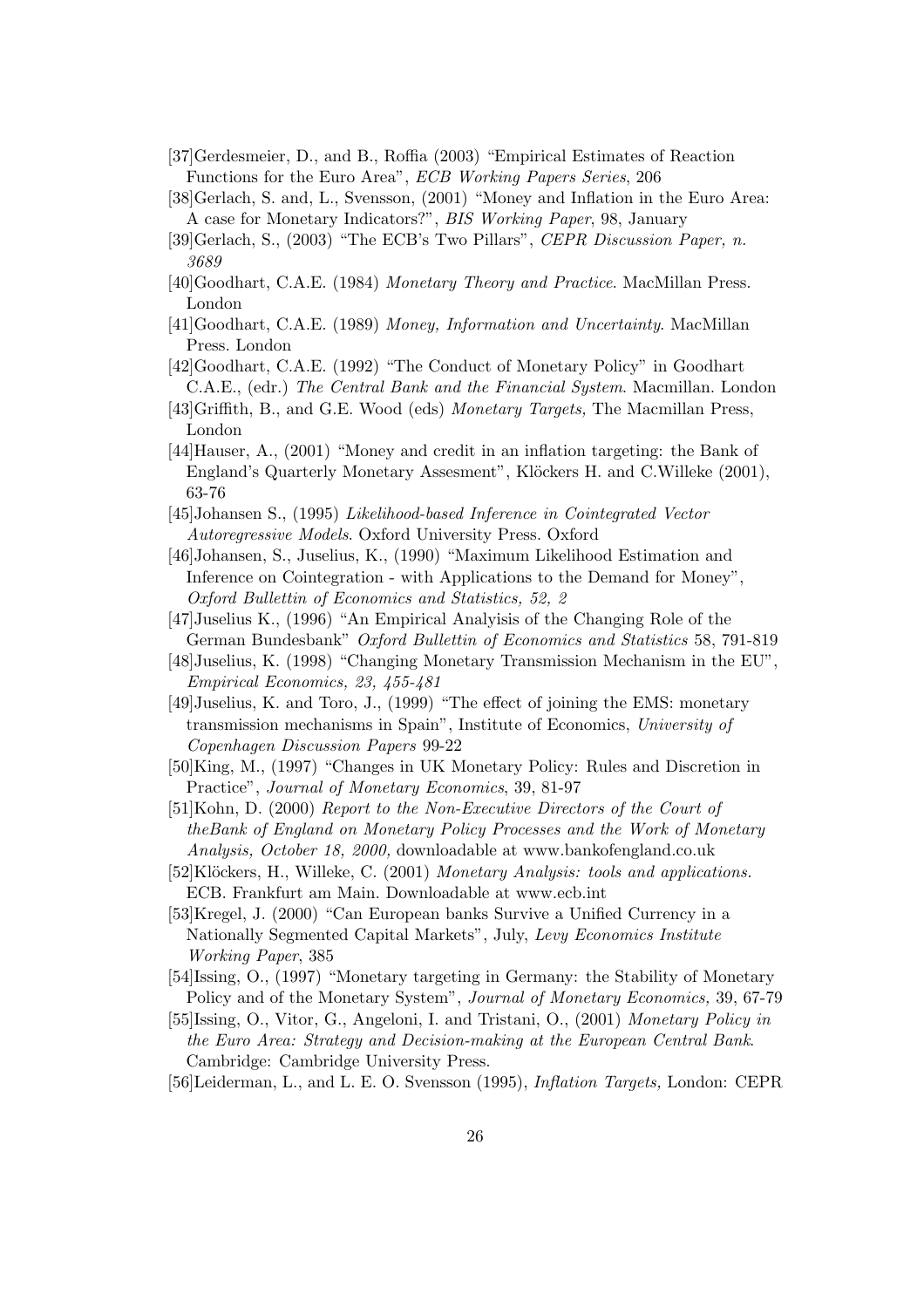[37]Gerdesmeier, D., and B., Roffia (2003) "Empirical Estimates of Reaction Functions for the Euro Area", *ECB Working Papers Series*, 206

[38]Gerlach, S. and, L., Svensson, (2001) "Money and Inflation in the Euro Area: A case for Monetary Indicators?", *BIS Working Paper*, 98, January

[39]Gerlach, S., (2003) "The ECB's Two Pillars", *CEPR Discussion Paper, n. 3689*

[40]Goodhart, C.A.E. (1984) *Monetary Theory and Practice*. MacMillan Press. London

[41]Goodhart, C.A.E. (1989) *Money, Information and Uncertainty*. MacMillan Press. London

[42]Goodhart, C.A.E. (1992) "The Conduct of Monetary Policy" in Goodhart C.A.E., (edr.) *The Central Bank and the Financial System*. Macmillan. London

[43]Griffith, B., and G.E. Wood (eds) *Monetary Targets,* The Macmillan Press, London

[44]Hauser, A., (2001) "Money and credit in an inflation targeting: the Bank of England's Quarterly Monetary Assesment", Klöckers H. and C.Willeke (2001), 63-76

[45]Johansen S., (1995) *Likelihood-based Inference in Cointegrated Vector Autoregressive Models*. Oxford University Press. Oxford

[46]Johansen, S., Juselius, K., (1990) "Maximum Likelihood Estimation and Inference on Cointegration - with Applications to the Demand for Money", *Oxford Bullettin of Economics and Statistics, 52, 2*

[47]Juselius K., (1996) "An Empirical Analyisis of the Changing Role of the German Bundesbank" *Oxford Bullettin of Economics and Statistics* 58, 791-819

[48]Juselius, K. (1998) "Changing Monetary Transmission Mechanism in the EU", *Empirical Economics, 23, 455-481*

[49]Juselius, K. and Toro, J., (1999) "The effect of joining the EMS: monetary transmission mechanisms in Spain", Institute of Economics, *University of Copenhagen Discussion Papers* 99-22

[50]King, M., (1997) "Changes in UK Monetary Policy: Rules and Discretion in Practice", *Journal of Monetary Economics*, 39, 81-97

[51]Kohn, D. (2000) *Report to the Non-Executive Directors of the Court of theBank of England on Monetary Policy Processes and the Work of Monetary Analysis, October 18, 2000,* downloadable at www.bankofengland.co.uk

[52]Klöckers, H., Willeke, C. (2001) *Monetary Analysis: tools and applications.* ECB. Frankfurt am Main. Downloadable at www.ecb.int

[53]Kregel, J. (2000) "Can European banks Survive a Unified Currency in a Nationally Segmented Capital Markets", July, *Levy Economics Institute Working Paper*, 385

[54]Issing, O., (1997) "Monetary targeting in Germany: the Stability of Monetary Policy and of the Monetary System", *Journal of Monetary Economics,* 39, 67-79

[55]Issing, O., Vitor, G., Angeloni, I. and Tristani, O., (2001) *Monetary Policy in the Euro Area: Strategy and Decision-making at the European Central Bank*. Cambridge: Cambridge University Press.

[56]Leiderman, L., and L. E. O. Svensson (1995), *Inflation Targets,* London: CEPR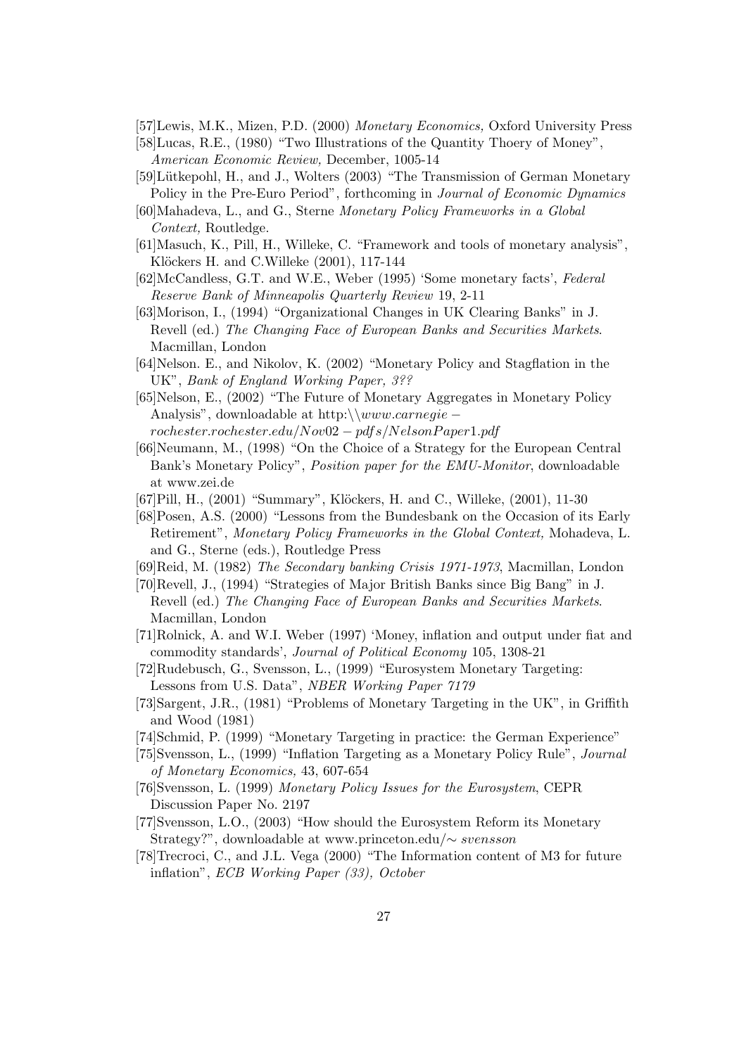[57]Lewis, M.K., Mizen, P.D. (2000) *Monetary Economics,* Oxford University Press

[58]Lucas, R.E., (1980) "Two Illustrations of the Quantity Thoery of Money", *American Economic Review,* December, 1005-14

[59]Lütkepohl, H., and J., Wolters (2003) "The Transmission of German Monetary Policy in the Pre-Euro Period", forthcoming in *Journal of Economic Dynamics*

[60]Mahadeva, L., and G., Sterne *Monetary Policy Frameworks in a Global Context,* Routledge.

[61]Masuch, K., Pill, H., Willeke, C. "Framework and tools of monetary analysis", Klöckers H. and C.Willeke (2001), 117-144

[62]McCandless, G.T. and W.E., Weber (1995) 'Some monetary facts', *Federal Reserve Bank of Minneapolis Quarterly Review* 19, 2-11

[63]Morison, I., (1994) "Organizational Changes in UK Clearing Banks" in J. Revell (ed.) *The Changing Face of European Banks and Securities Markets*. Macmillan, London

[64]Nelson. E., and Nikolov, K. (2002) "Monetary Policy and Stagflation in the UK", *Bank of England Working Paper, 3??*

[65]Nelson, E., (2002) "The Future of Monetary Aggregates in Monetary Policy Analysis", downloadable at http:\\*www.carnegie−rochester.rochester.edu/Nov02−pdfs/NelsonPaper1.pdf*

[66]Neumann, M., (1998) "On the Choice of a Strategy for the European Central Bank's Monetary Policy", *Position paper for the EMU-Monitor*, downloadable at www.zei.de

[67]Pill, H., (2001) "Summary", Klöckers, H. and C., Willeke, (2001), 11-30

[68]Posen, A.S. (2000) "Lessons from the Bundesbank on the Occasion of its Early Retirement", *Monetary Policy Frameworks in the Global Context,* Mohadeva, L. and G., Sterne (eds.), Routledge Press

[69]Reid, M. (1982) *The Secondary banking Crisis 1971-1973*, Macmillan, London

[70]Revell, J., (1994) "Strategies of Major British Banks since Big Bang" in J. Revell (ed.) *The Changing Face of European Banks and Securities Markets*. Macmillan, London

[71]Rolnick, A. and W.I. Weber (1997) 'Money, inflation and output under fiat and commodity standards', *Journal of Political Economy* 105, 1308-21

[72]Rudebusch, G., Svensson, L., (1999) "Eurosystem Monetary Targeting: Lessons from U.S. Data", *NBER Working Paper 7179*

[73]Sargent, J.R., (1981) "Problems of Monetary Targeting in the UK", in Griffith and Wood (1981)

[74]Schmid, P. (1999) "Monetary Targeting in practice: the German Experience"

[75]Svensson, L., (1999) "Inflation Targeting as a Monetary Policy Rule", *Journal of Monetary Economics,* 43, 607-654

[76]Svensson, L. (1999) *Monetary Policy Issues for the Eurosystem*, CEPR Discussion Paper No. 2197

[77]Svensson, L.O., (2003) "How should the Eurosystem Reform its Monetary Strategy?", downloadable at www.princeton.edu/∼ *svensson*

[78]Trecroci, C., and J.L. Vega (2000) "The Information content of M3 for future inflation", *ECB Working Paper (33), October*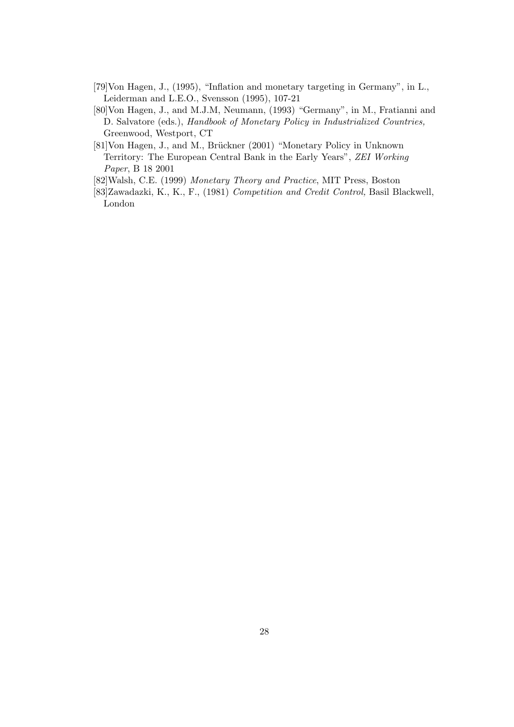[79]Von Hagen, J., (1995), "Inflation and monetary targeting in Germany", in L., Leiderman and L.E.O., Svensson (1995), 107-21

[80]Von Hagen, J., and M.J.M, Neumann, (1993) "Germany", in M., Fratianni and D. Salvatore (eds.), *Handbook of Monetary Policy in Industrialized Countries,* Greenwood, Westport, CT

[81]Von Hagen, J., and M., Brückner (2001) "Monetary Policy in Unknown Territory: The European Central Bank in the Early Years", *ZEI Working Paper*, B 18 2001

[82]Walsh, C.E. (1999) *Monetary Theory and Practice*, MIT Press, Boston

[83]Zawadazki, K., K., F., (1981) *Competition and Credit Control,* Basil Blackwell, London